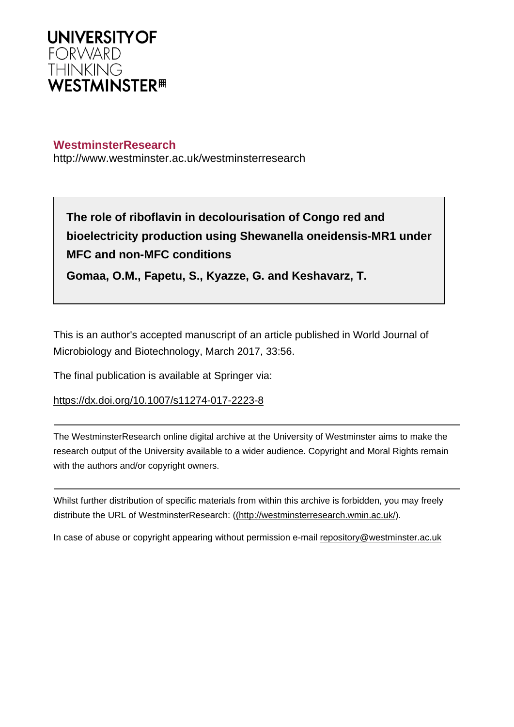UNIVERSITY OF FORWARD THINKING WESTMINSTER

**WestminsterResearch**
http://www.westminster.ac.uk/westminsterresearch

**The role of riboflavin in decolourisation of Congo red and bioelectricity production using Shewanella oneidensis-MR1 under MFC and non-MFC conditions**

**Gomaa, O.M., Fapetu, S., Kyazze, G. and Keshavarz, T.**

This is an author's accepted manuscript of an article published in World Journal of Microbiology and Biotechnology, March 2017, 33:56.

The final publication is available at Springer via:

https://dx.doi.org/10.1007/s11274-017-2223-8

The WestminsterResearch online digital archive at the University of Westminster aims to make the research output of the University available to a wider audience. Copyright and Moral Rights remain with the authors and/or copyright owners.

Whilst further distribution of specific materials from within this archive is forbidden, you may freely distribute the URL of WestminsterResearch: ((http://westminsterresearch.wmin.ac.uk/).

In case of abuse or copyright appearing without permission e-mail repository@westminster.ac.uk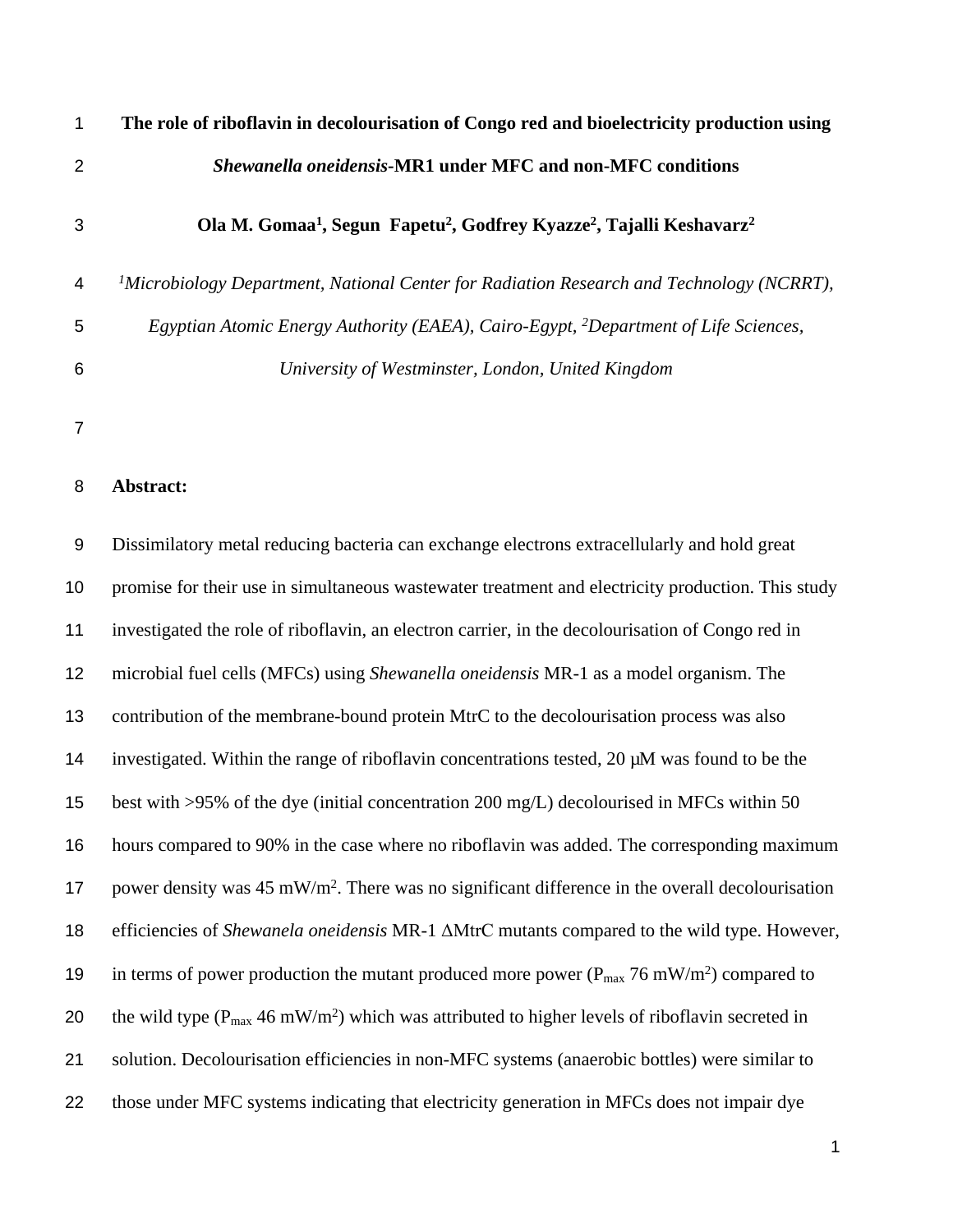# The role of riboflavin in decolourisation of Congo red and bioelectricity production using *Shewanella oneidensis*-MR1 under MFC and non-MFC conditions

**Ola M. Gomaa[1], Segun Fapetu[2], Godfrey Kyazze[2], Tajalli Keshavarz[2]**

*[1]Microbiology Department, National Center for Radiation Research and Technology (NCRRT), Egyptian Atomic Energy Authority (EAEA), Cairo-Egypt, [2]Department of Life Sciences, University of Westminster, London, United Kingdom*

**Abstract:**

Dissimilatory metal reducing bacteria can exchange electrons extracellularly and hold great promise for their use in simultaneous wastewater treatment and electricity production. This study investigated the role of riboflavin, an electron carrier, in the decolourisation of Congo red in microbial fuel cells (MFCs) using *Shewanella oneidensis* MR-1 as a model organism. The contribution of the membrane-bound protein MtrC to the decolourisation process was also investigated. Within the range of riboflavin concentrations tested, 20 μM was found to be the best with >95% of the dye (initial concentration 200 mg/L) decolourised in MFCs within 50 hours compared to 90% in the case where no riboflavin was added. The corresponding maximum power density was 45 $mW/m^2$. There was no significant difference in the overall decolourisation efficiencies of *Shewanela oneidensis* MR-1 ΔMtrC mutants compared to the wild type. However, in terms of power production the mutant produced more power ($P_{max}$ 76 $mW/m^2$) compared to the wild type ($P_{max}$ 46 $mW/m^2$) which was attributed to higher levels of riboflavin secreted in solution. Decolourisation efficiencies in non-MFC systems (anaerobic bottles) were similar to those under MFC systems indicating that electricity generation in MFCs does not impair dye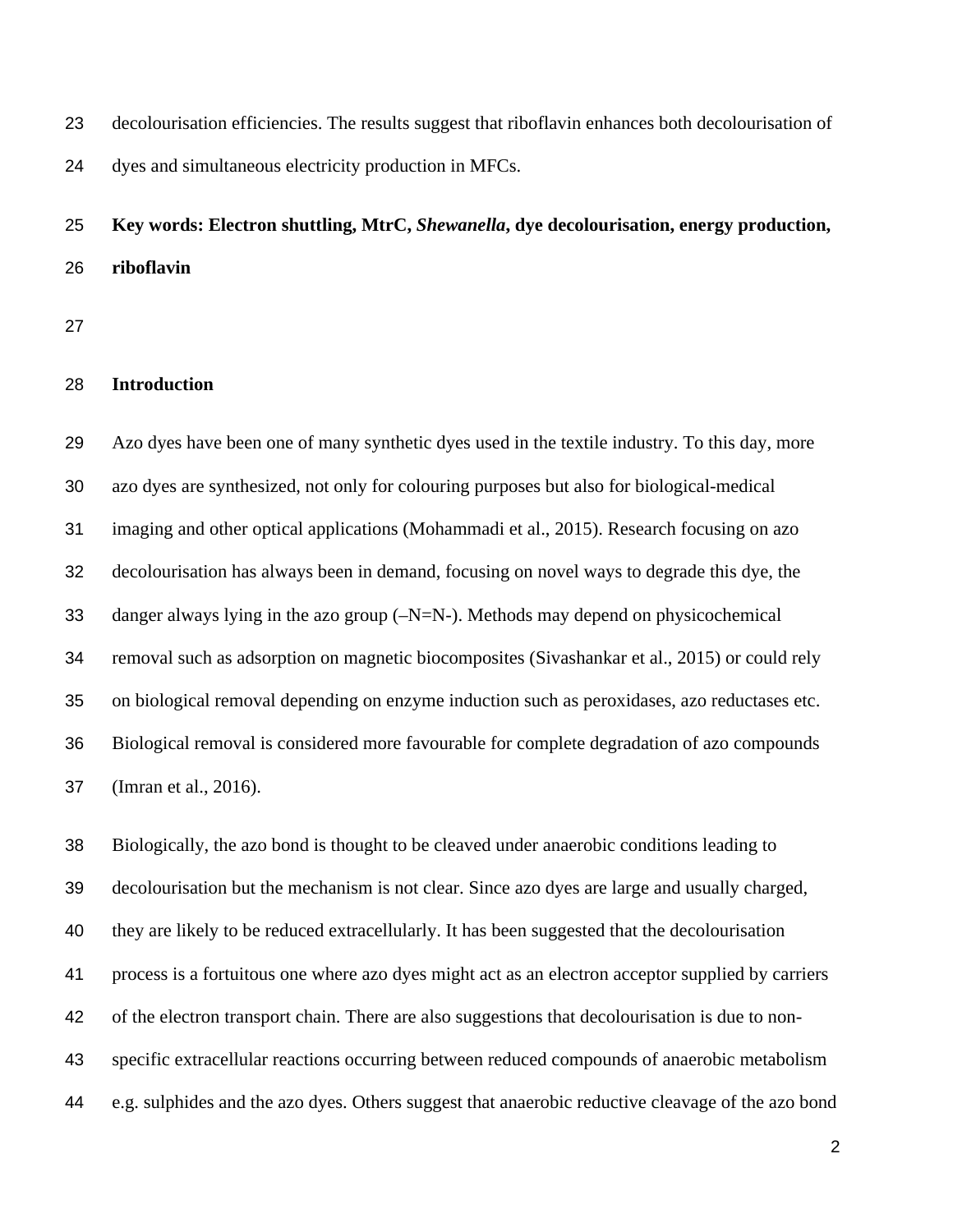decolourisation efficiencies. The results suggest that riboflavin enhances both decolourisation of dyes and simultaneous electricity production in MFCs.

**Key words: Electron shuttling, MtrC, *Shewanella*, dye decolourisation, energy production, riboflavin**

## Introduction

Azo dyes have been one of many synthetic dyes used in the textile industry. To this day, more azo dyes are synthesized, not only for colouring purposes but also for biological-medical imaging and other optical applications (Mohammadi et al., 2015). Research focusing on azo decolourisation has always been in demand, focusing on novel ways to degrade this dye, the danger always lying in the azo group (–N=N-). Methods may depend on physicochemical removal such as adsorption on magnetic biocomposites (Sivashankar et al., 2015) or could rely on biological removal depending on enzyme induction such as peroxidases, azo reductases etc. Biological removal is considered more favourable for complete degradation of azo compounds (Imran et al., 2016).

Biologically, the azo bond is thought to be cleaved under anaerobic conditions leading to decolourisation but the mechanism is not clear. Since azo dyes are large and usually charged, they are likely to be reduced extracellularly. It has been suggested that the decolourisation process is a fortuitous one where azo dyes might act as an electron acceptor supplied by carriers of the electron transport chain. There are also suggestions that decolourisation is due to non-specific extracellular reactions occurring between reduced compounds of anaerobic metabolism e.g. sulphides and the azo dyes. Others suggest that anaerobic reductive cleavage of the azo bond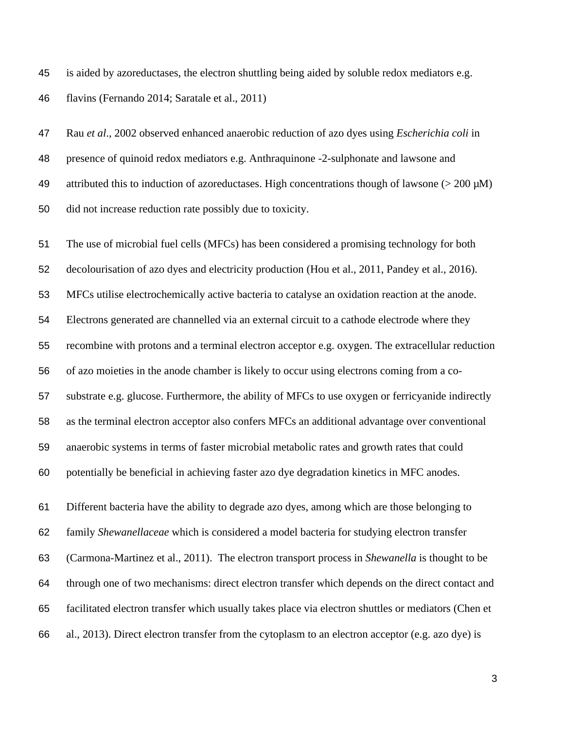is aided by azoreductases, the electron shuttling being aided by soluble redox mediators e.g. flavins (Fernando 2014; Saratale et al., 2011)

Rau *et al*., 2002 observed enhanced anaerobic reduction of azo dyes using *Escherichia coli* in presence of quinoid redox mediators e.g. Anthraquinone -2-sulphonate and lawsone and attributed this to induction of azoreductases. High concentrations though of lawsone (> 200 μM) did not increase reduction rate possibly due to toxicity.

The use of microbial fuel cells (MFCs) has been considered a promising technology for both decolourisation of azo dyes and electricity production (Hou et al., 2011, Pandey et al., 2016). MFCs utilise electrochemically active bacteria to catalyse an oxidation reaction at the anode. Electrons generated are channelled via an external circuit to a cathode electrode where they recombine with protons and a terminal electron acceptor e.g. oxygen. The extracellular reduction of azo moieties in the anode chamber is likely to occur using electrons coming from a co-substrate e.g. glucose. Furthermore, the ability of MFCs to use oxygen or ferricyanide indirectly as the terminal electron acceptor also confers MFCs an additional advantage over conventional anaerobic systems in terms of faster microbial metabolic rates and growth rates that could potentially be beneficial in achieving faster azo dye degradation kinetics in MFC anodes.

Different bacteria have the ability to degrade azo dyes, among which are those belonging to family *Shewanellaceae* which is considered a model bacteria for studying electron transfer (Carmona-Martinez et al., 2011). The electron transport process in *Shewanella* is thought to be through one of two mechanisms: direct electron transfer which depends on the direct contact and facilitated electron transfer which usually takes place via electron shuttles or mediators (Chen et al., 2013). Direct electron transfer from the cytoplasm to an electron acceptor (e.g. azo dye) is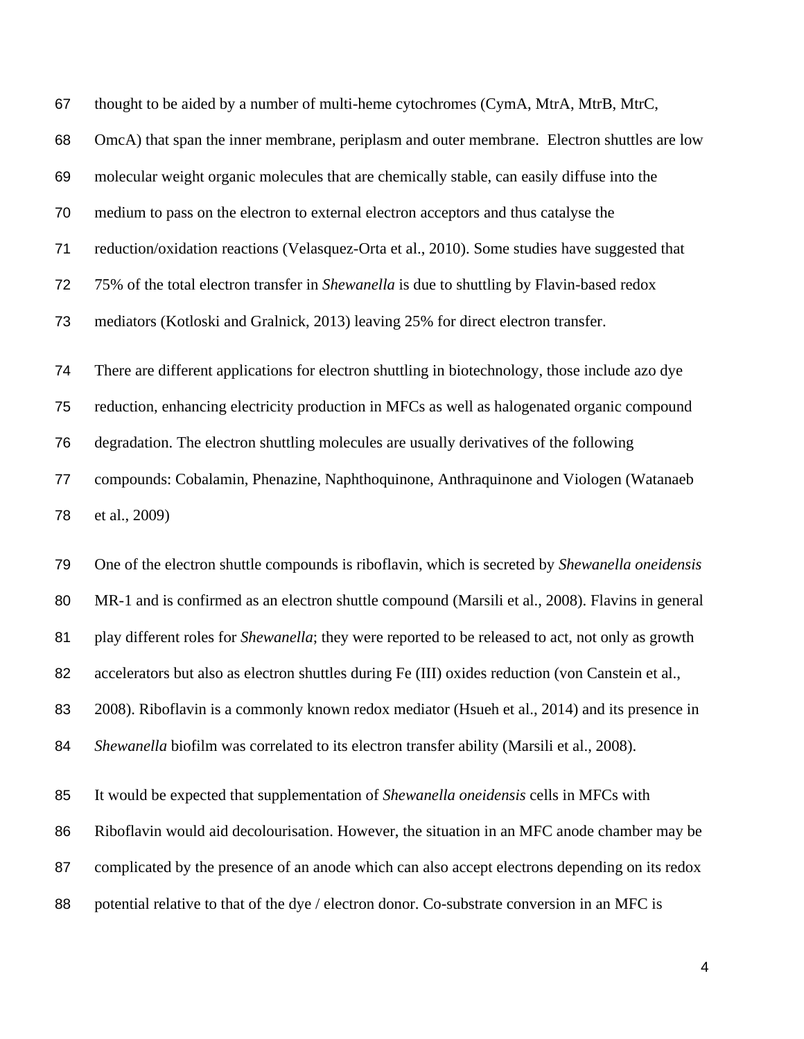thought to be aided by a number of multi-heme cytochromes (CymA, MtrA, MtrB, MtrC, OmcA) that span the inner membrane, periplasm and outer membrane. Electron shuttles are low molecular weight organic molecules that are chemically stable, can easily diffuse into the medium to pass on the electron to external electron acceptors and thus catalyse the reduction/oxidation reactions (Velasquez-Orta et al., 2010). Some studies have suggested that 75% of the total electron transfer in *Shewanella* is due to shuttling by Flavin-based redox mediators (Kotloski and Gralnick, 2013) leaving 25% for direct electron transfer.

There are different applications for electron shuttling in biotechnology, those include azo dye reduction, enhancing electricity production in MFCs as well as halogenated organic compound degradation. The electron shuttling molecules are usually derivatives of the following compounds: Cobalamin, Phenazine, Naphthoquinone, Anthraquinone and Viologen (Watanaeb et al., 2009)

One of the electron shuttle compounds is riboflavin, which is secreted by *Shewanella oneidensis* MR-1 and is confirmed as an electron shuttle compound (Marsili et al., 2008). Flavins in general play different roles for *Shewanella*; they were reported to be released to act, not only as growth accelerators but also as electron shuttles during Fe (III) oxides reduction (von Canstein et al., 2008). Riboflavin is a commonly known redox mediator (Hsueh et al., 2014) and its presence in *Shewanella* biofilm was correlated to its electron transfer ability (Marsili et al., 2008).

It would be expected that supplementation of *Shewanella oneidensis* cells in MFCs with Riboflavin would aid decolourisation. However, the situation in an MFC anode chamber may be complicated by the presence of an anode which can also accept electrons depending on its redox potential relative to that of the dye / electron donor. Co-substrate conversion in an MFC is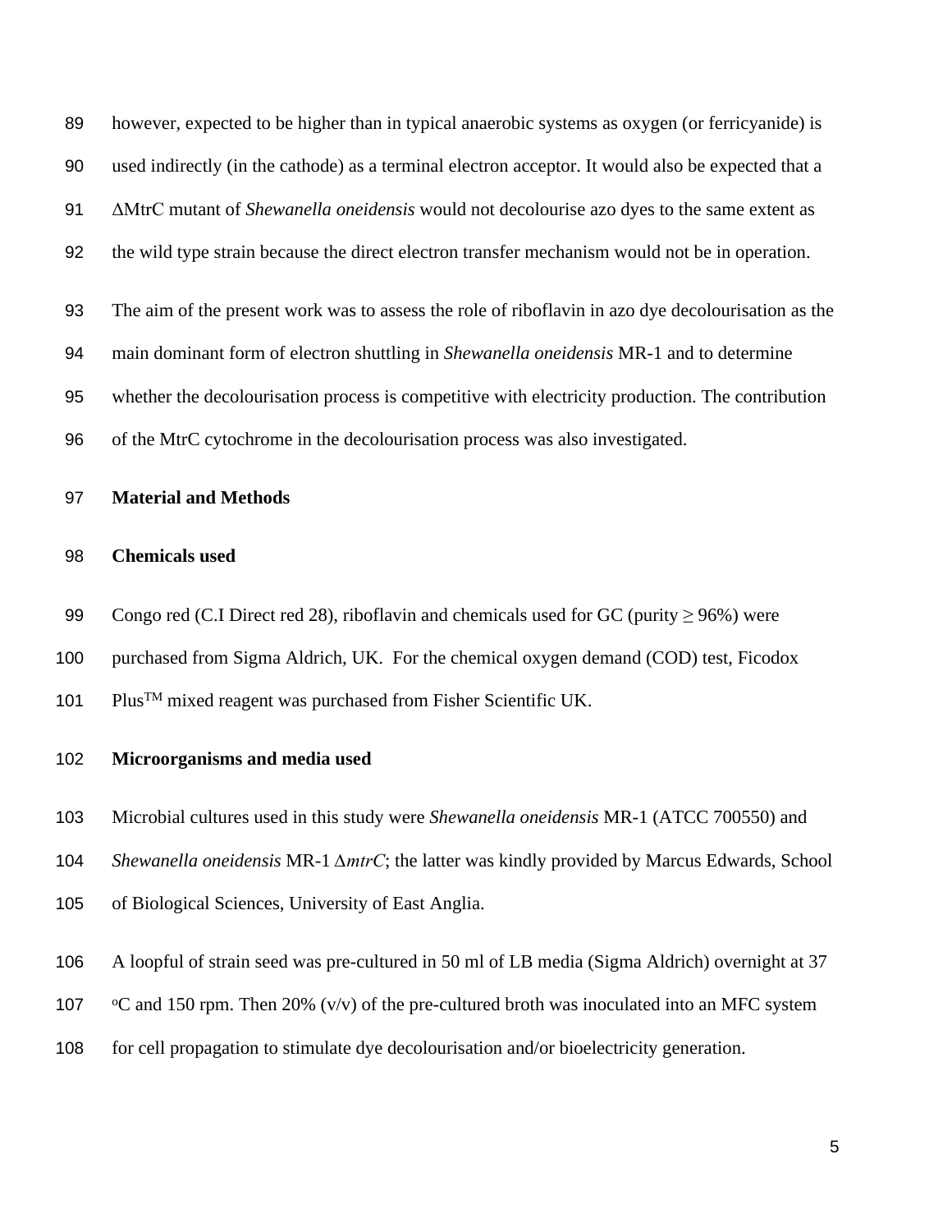however, expected to be higher than in typical anaerobic systems as oxygen (or ferricyanide) is used indirectly (in the cathode) as a terminal electron acceptor. It would also be expected that a ΔMtrC mutant of *Shewanella oneidensis* would not decolourise azo dyes to the same extent as the wild type strain because the direct electron transfer mechanism would not be in operation.

The aim of the present work was to assess the role of riboflavin in azo dye decolourisation as the main dominant form of electron shuttling in *Shewanella oneidensis* MR-1 and to determine whether the decolourisation process is competitive with electricity production. The contribution of the MtrC cytochrome in the decolourisation process was also investigated.

## Material and Methods

### Chemicals used

Congo red (C.I Direct red 28), riboflavin and chemicals used for GC (purity ≥ 96%) were purchased from Sigma Aldrich, UK. For the chemical oxygen demand (COD) test, Ficodox Plus$^{TM}$ mixed reagent was purchased from Fisher Scientific UK.

### Microorganisms and media used

Microbial cultures used in this study were *Shewanella oneidensis* MR-1 (ATCC 700550) and *Shewanella oneidensis* MR-1 Δ*mtrC*; the latter was kindly provided by Marcus Edwards, School of Biological Sciences, University of East Anglia.

A loopful of strain seed was pre-cultured in 50 ml of LB media (Sigma Aldrich) overnight at 37 $^{o}$C and 150 rpm. Then 20% (v/v) of the pre-cultured broth was inoculated into an MFC system for cell propagation to stimulate dye decolourisation and/or bioelectricity generation.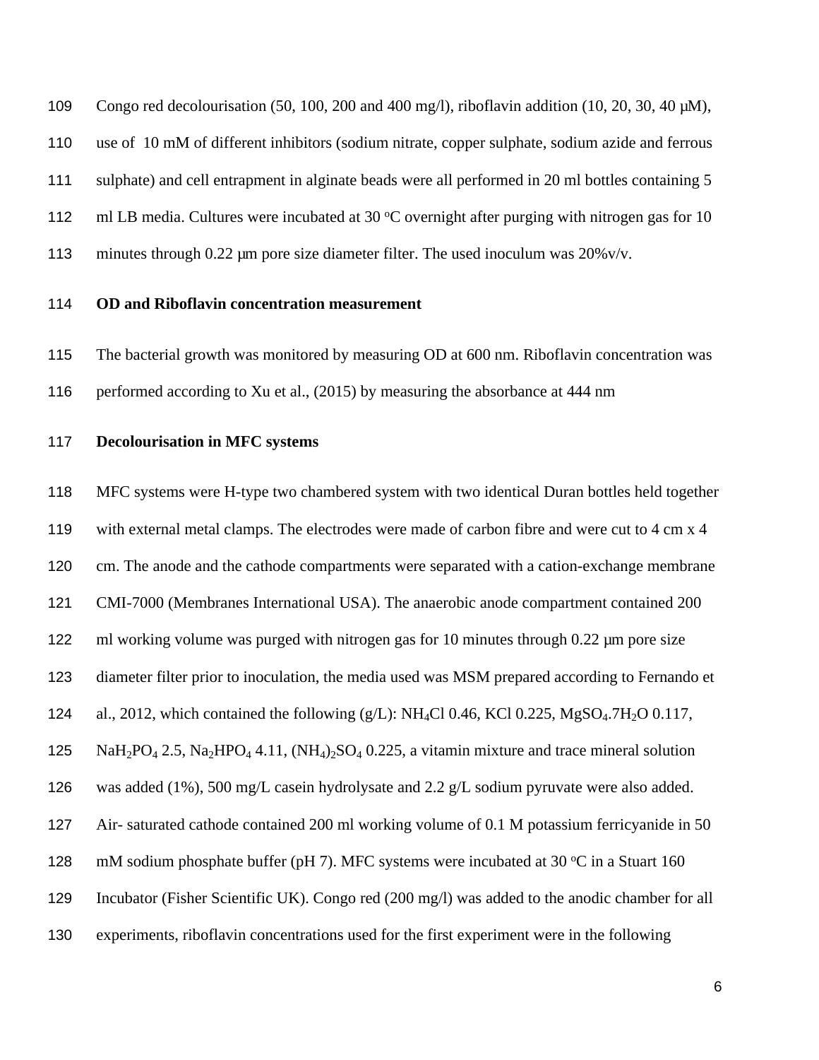Congo red decolourisation (50, 100, 200 and 400 mg/l), riboflavin addition (10, 20, 30, 40 µM), use of 10 mM of different inhibitors (sodium nitrate, copper sulphate, sodium azide and ferrous sulphate) and cell entrapment in alginate beads were all performed in 20 ml bottles containing 5 ml LB media. Cultures were incubated at 30 $^oC$ overnight after purging with nitrogen gas for 10 minutes through 0.22 µm pore size diameter filter. The used inoculum was 20%v/v.

**OD and Riboflavin concentration measurement**

The bacterial growth was monitored by measuring OD at 600 nm. Riboflavin concentration was performed according to Xu et al., (2015) by measuring the absorbance at 444 nm

**Decolourisation in MFC systems**

MFC systems were H-type two chambered system with two identical Duran bottles held together with external metal clamps. The electrodes were made of carbon fibre and were cut to 4 cm x 4 cm. The anode and the cathode compartments were separated with a cation-exchange membrane CMI-7000 (Membranes International USA). The anaerobic anode compartment contained 200 ml working volume was purged with nitrogen gas for 10 minutes through 0.22 µm pore size diameter filter prior to inoculation, the media used was MSM prepared according to Fernando et al., 2012, which contained the following (g/L): $NH_4Cl$ 0.46, KCl 0.225, $MgSO_4.7H_2O$ 0.117, $NaH_2PO_4$ 2.5, $Na_2HPO_4$ 4.11, $(NH_4)_2SO_4$ 0.225, a vitamin mixture and trace mineral solution was added (1%), 500 mg/L casein hydrolysate and 2.2 g/L sodium pyruvate were also added. Air- saturated cathode contained 200 ml working volume of 0.1 M potassium ferricyanide in 50 mM sodium phosphate buffer (pH 7). MFC systems were incubated at 30 $^oC$ in a Stuart 160 Incubator (Fisher Scientific UK). Congo red (200 mg/l) was added to the anodic chamber for all experiments, riboflavin concentrations used for the first experiment were in the following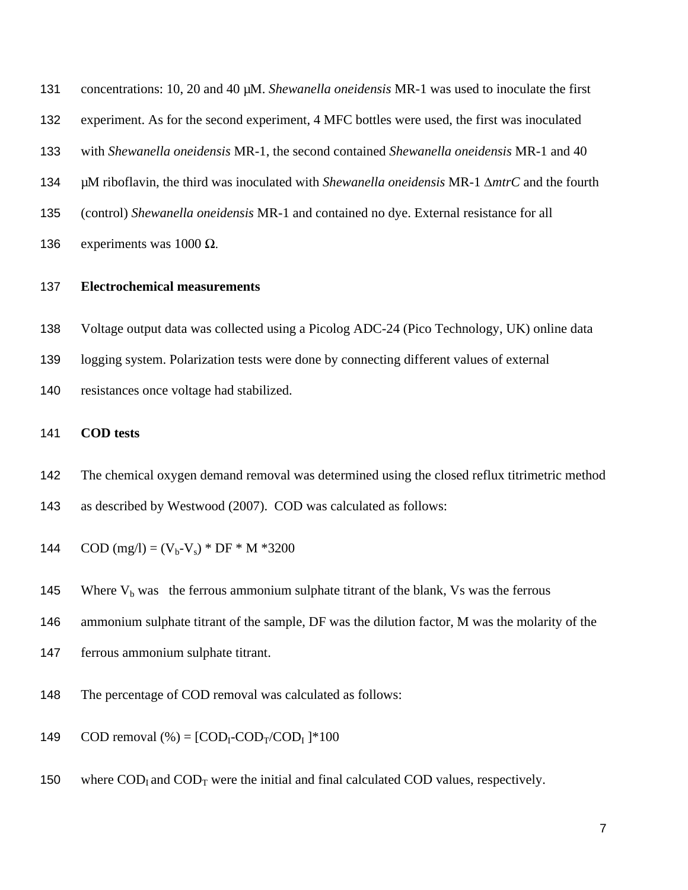concentrations: 10, 20 and 40 μM. *Shewanella oneidensis* MR-1 was used to inoculate the first experiment. As for the second experiment, 4 MFC bottles were used, the first was inoculated with *Shewanella oneidensis* MR-1, the second contained *Shewanella oneidensis* MR-1 and 40 μM riboflavin, the third was inoculated with *Shewanella oneidensis* MR-1 Δ*mtrC* and the fourth (control) *Shewanella oneidensis* MR-1 and contained no dye. External resistance for all experiments was 1000 Ω.

**Electrochemical measurements**

Voltage output data was collected using a Picolog ADC-24 (Pico Technology, UK) online data logging system. Polarization tests were done by connecting different values of external resistances once voltage had stabilized.

**COD tests**

The chemical oxygen demand removal was determined using the closed reflux titrimetric method as described by Westwood (2007). COD was calculated as follows:

$$\text{COD (mg/l)} = (V_b - V_s) * DF * M * 3200$$

Where $V_b$ was the ferrous ammonium sulphate titrant of the blank, $V_s$ was the ferrous ammonium sulphate titrant of the sample, DF was the dilution factor, M was the molarity of the ferrous ammonium sulphate titrant.

The percentage of COD removal was calculated as follows:

$$\text{COD removal (\%)} = [COD_I - COD_T / COD_I] * 100$$

where $COD_I$ and $COD_T$ were the initial and final calculated COD values, respectively.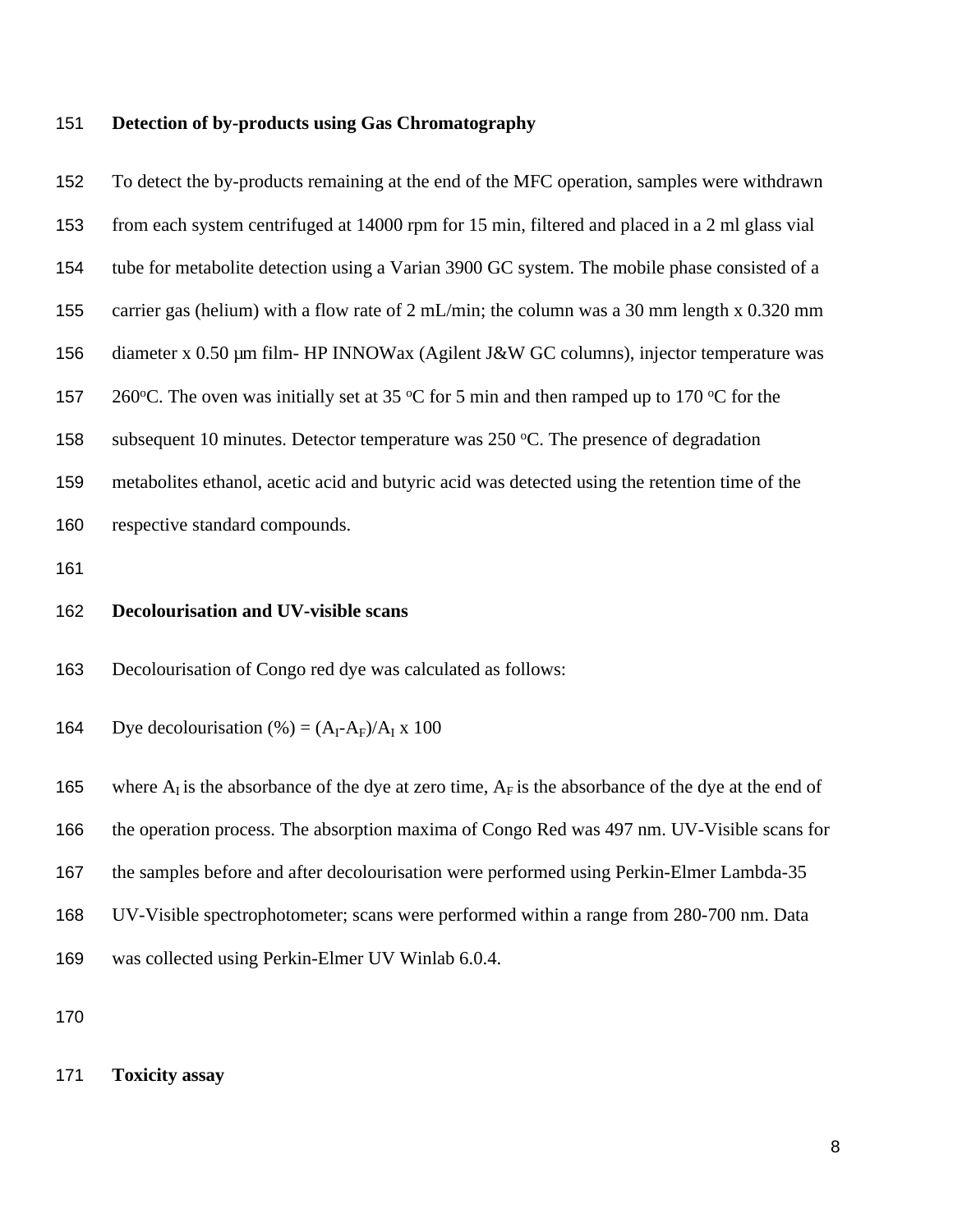**Detection of by-products using Gas Chromatography**

To detect the by-products remaining at the end of the MFC operation, samples were withdrawn from each system centrifuged at 14000 rpm for 15 min, filtered and placed in a 2 ml glass vial tube for metabolite detection using a Varian 3900 GC system. The mobile phase consisted of a carrier gas (helium) with a flow rate of 2 mL/min; the column was a 30 mm length x 0.320 mm diameter x 0.50 μm film- HP INNOWax (Agilent J&W GC columns), injector temperature was 260°C. The oven was initially set at 35 °C for 5 min and then ramped up to 170 °C for the subsequent 10 minutes. Detector temperature was 250 °C. The presence of degradation metabolites ethanol, acetic acid and butyric acid was detected using the retention time of the respective standard compounds.

**Decolourisation and UV-visible scans**

Decolourisation of Congo red dye was calculated as follows:

$$\text{Dye decolourisation (\%)} = (A_I - A_F)/A_I \times 100$$

where $A_I$ is the absorbance of the dye at zero time, $A_F$ is the absorbance of the dye at the end of the operation process. The absorption maxima of Congo Red was 497 nm. UV-Visible scans for the samples before and after decolourisation were performed using Perkin-Elmer Lambda-35 UV-Visible spectrophotometer; scans were performed within a range from 280-700 nm. Data was collected using Perkin-Elmer UV Winlab 6.0.4.

**Toxicity assay**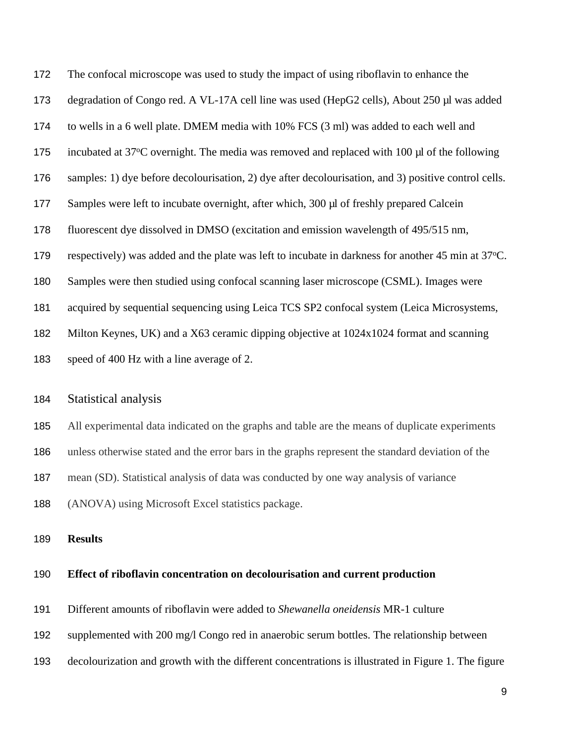The confocal microscope was used to study the impact of using riboflavin to enhance the degradation of Congo red. A VL-17A cell line was used (HepG2 cells), About 250 µl was added to wells in a 6 well plate. DMEM media with 10% FCS (3 ml) was added to each well and incubated at 37$^{o}$C overnight. The media was removed and replaced with 100 µl of the following samples: 1) dye before decolourisation, 2) dye after decolourisation, and 3) positive control cells. Samples were left to incubate overnight, after which, 300 µl of freshly prepared Calcein fluorescent dye dissolved in DMSO (excitation and emission wavelength of 495/515 nm, respectively) was added and the plate was left to incubate in darkness for another 45 min at 37$^{o}$C. Samples were then studied using confocal scanning laser microscope (CSML). Images were acquired by sequential sequencing using Leica TCS SP2 confocal system (Leica Microsystems, Milton Keynes, UK) and a X63 ceramic dipping objective at 1024x1024 format and scanning speed of 400 Hz with a line average of 2.

## Statistical analysis

All experimental data indicated on the graphs and table are the means of duplicate experiments unless otherwise stated and the error bars in the graphs represent the standard deviation of the mean (SD). Statistical analysis of data was conducted by one way analysis of variance (ANOVA) using Microsoft Excel statistics package.

## Results

### Effect of riboflavin concentration on decolourisation and current production

Different amounts of riboflavin were added to *Shewanella oneidensis* MR-1 culture supplemented with 200 mg/l Congo red in anaerobic serum bottles. The relationship between decolourization and growth with the different concentrations is illustrated in Figure 1. The figure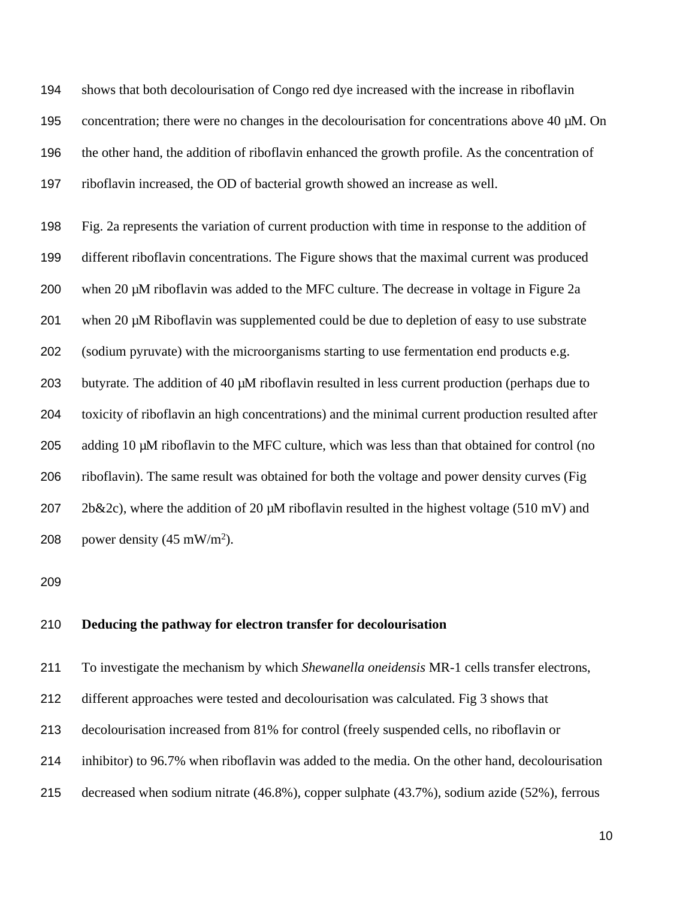shows that both decolourisation of Congo red dye increased with the increase in riboflavin concentration; there were no changes in the decolourisation for concentrations above 40 µM. On the other hand, the addition of riboflavin enhanced the growth profile. As the concentration of riboflavin increased, the OD of bacterial growth showed an increase as well.

Fig. 2a represents the variation of current production with time in response to the addition of different riboflavin concentrations. The Figure shows that the maximal current was produced when 20 µM riboflavin was added to the MFC culture. The decrease in voltage in Figure 2a when 20 µM Riboflavin was supplemented could be due to depletion of easy to use substrate (sodium pyruvate) with the microorganisms starting to use fermentation end products e.g. butyrate. The addition of 40 µM riboflavin resulted in less current production (perhaps due to toxicity of riboflavin an high concentrations) and the minimal current production resulted after adding 10 µM riboflavin to the MFC culture, which was less than that obtained for control (no riboflavin). The same result was obtained for both the voltage and power density curves (Fig 2b&2c), where the addition of 20 µM riboflavin resulted in the highest voltage (510 mV) and power density (45 $mW/m^2$).

**Deducing the pathway for electron transfer for decolourisation**

To investigate the mechanism by which *Shewanella oneidensis* MR-1 cells transfer electrons, different approaches were tested and decolourisation was calculated. Fig 3 shows that decolourisation increased from 81% for control (freely suspended cells, no riboflavin or inhibitor) to 96.7% when riboflavin was added to the media. On the other hand, decolourisation decreased when sodium nitrate (46.8%), copper sulphate (43.7%), sodium azide (52%), ferrous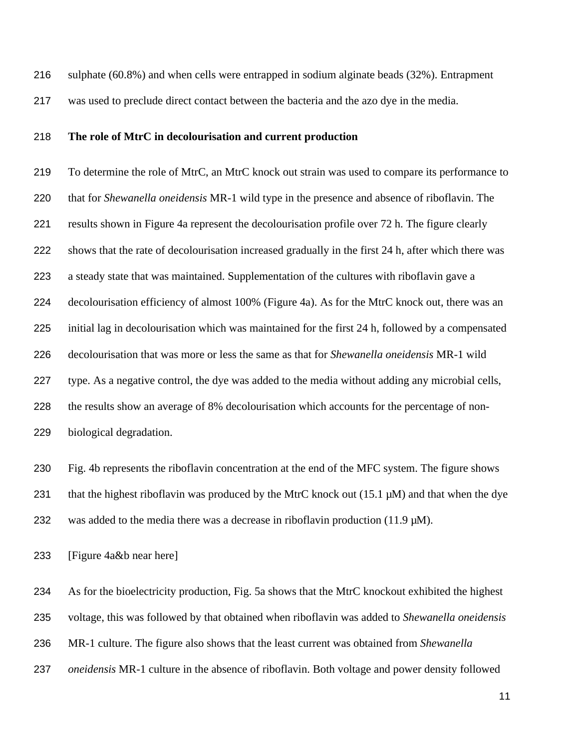sulphate (60.8%) and when cells were entrapped in sodium alginate beads (32%). Entrapment was used to preclude direct contact between the bacteria and the azo dye in the media.

### The role of MtrC in decolourisation and current production

To determine the role of MtrC, an MtrC knock out strain was used to compare its performance to that for *Shewanella oneidensis* MR-1 wild type in the presence and absence of riboflavin. The results shown in Figure 4a represent the decolourisation profile over 72 h. The figure clearly shows that the rate of decolourisation increased gradually in the first 24 h, after which there was a steady state that was maintained. Supplementation of the cultures with riboflavin gave a decolourisation efficiency of almost 100% (Figure 4a). As for the MtrC knock out, there was an initial lag in decolourisation which was maintained for the first 24 h, followed by a compensated decolourisation that was more or less the same as that for *Shewanella oneidensis* MR-1 wild type. As a negative control, the dye was added to the media without adding any microbial cells, the results show an average of 8% decolourisation which accounts for the percentage of non-biological degradation.

Fig. 4b represents the riboflavin concentration at the end of the MFC system. The figure shows that the highest riboflavin was produced by the MtrC knock out (15.1 µM) and that when the dye was added to the media there was a decrease in riboflavin production (11.9 µM).

[Figure 4a&b near here]

As for the bioelectricity production, Fig. 5a shows that the MtrC knockout exhibited the highest voltage, this was followed by that obtained when riboflavin was added to *Shewanella oneidensis* MR-1 culture. The figure also shows that the least current was obtained from *Shewanella oneidensis* MR-1 culture in the absence of riboflavin. Both voltage and power density followed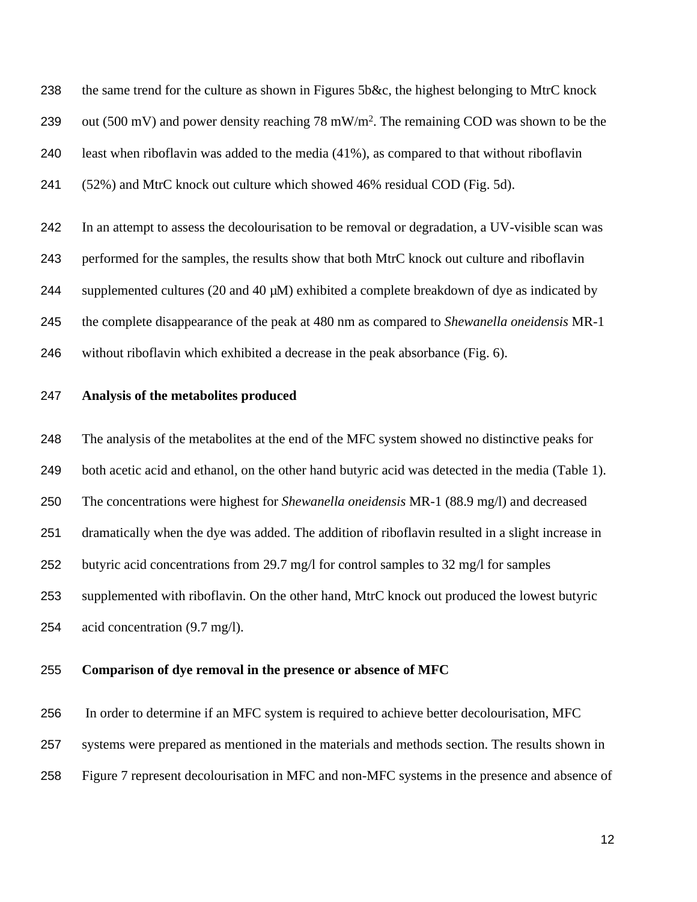the same trend for the culture as shown in Figures 5b&c, the highest belonging to MtrC knock out (500 mV) and power density reaching 78 $mW/m^2$. The remaining COD was shown to be the least when riboflavin was added to the media (41%), as compared to that without riboflavin (52%) and MtrC knock out culture which showed 46% residual COD (Fig. 5d).

In an attempt to assess the decolourisation to be removal or degradation, a UV-visible scan was performed for the samples, the results show that both MtrC knock out culture and riboflavin supplemented cultures (20 and 40 μM) exhibited a complete breakdown of dye as indicated by the complete disappearance of the peak at 480 nm as compared to *Shewanella oneidensis* MR-1 without riboflavin which exhibited a decrease in the peak absorbance (Fig. 6).

**Analysis of the metabolites produced**

The analysis of the metabolites at the end of the MFC system showed no distinctive peaks for both acetic acid and ethanol, on the other hand butyric acid was detected in the media (Table 1). The concentrations were highest for *Shewanella oneidensis* MR-1 (88.9 mg/l) and decreased dramatically when the dye was added. The addition of riboflavin resulted in a slight increase in butyric acid concentrations from 29.7 mg/l for control samples to 32 mg/l for samples supplemented with riboflavin. On the other hand, MtrC knock out produced the lowest butyric acid concentration (9.7 mg/l).

**Comparison of dye removal in the presence or absence of MFC**

In order to determine if an MFC system is required to achieve better decolourisation, MFC systems were prepared as mentioned in the materials and methods section. The results shown in Figure 7 represent decolourisation in MFC and non-MFC systems in the presence and absence of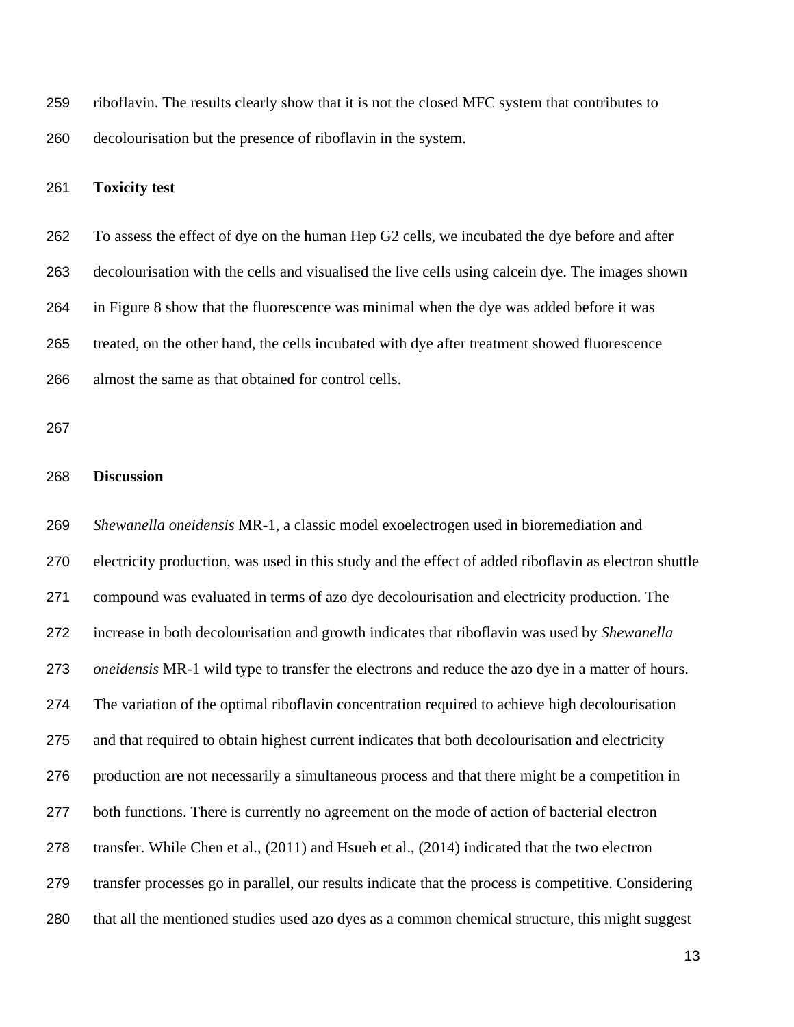riboflavin. The results clearly show that it is not the closed MFC system that contributes to decolourisation but the presence of riboflavin in the system.

**Toxicity test**

To assess the effect of dye on the human Hep G2 cells, we incubated the dye before and after decolourisation with the cells and visualised the live cells using calcein dye. The images shown in Figure 8 show that the fluorescence was minimal when the dye was added before it was treated, on the other hand, the cells incubated with dye after treatment showed fluorescence almost the same as that obtained for control cells.

## Discussion

*Shewanella oneidensis* MR-1, a classic model exoelectrogen used in bioremediation and electricity production, was used in this study and the effect of added riboflavin as electron shuttle compound was evaluated in terms of azo dye decolourisation and electricity production. The increase in both decolourisation and growth indicates that riboflavin was used by *Shewanella oneidensis* MR-1 wild type to transfer the electrons and reduce the azo dye in a matter of hours. The variation of the optimal riboflavin concentration required to achieve high decolourisation and that required to obtain highest current indicates that both decolourisation and electricity production are not necessarily a simultaneous process and that there might be a competition in both functions. There is currently no agreement on the mode of action of bacterial electron transfer. While Chen et al., (2011) and Hsueh et al., (2014) indicated that the two electron transfer processes go in parallel, our results indicate that the process is competitive. Considering that all the mentioned studies used azo dyes as a common chemical structure, this might suggest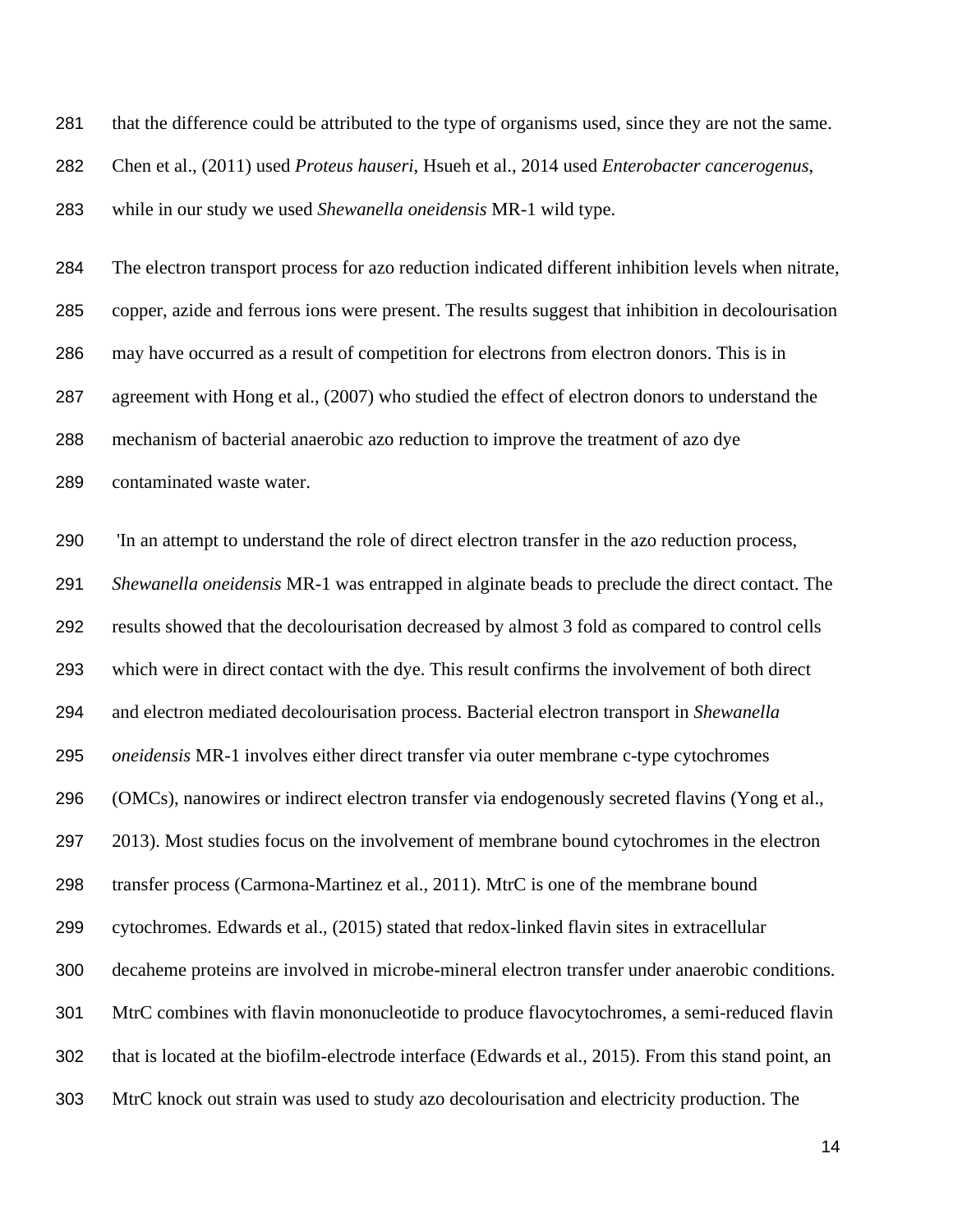that the difference could be attributed to the type of organisms used, since they are not the same. Chen et al., (2011) used *Proteus hauseri*, Hsueh et al., 2014 used *Enterobacter cancerogenus*, while in our study we used *Shewanella oneidensis* MR-1 wild type.

The electron transport process for azo reduction indicated different inhibition levels when nitrate, copper, azide and ferrous ions were present. The results suggest that inhibition in decolourisation may have occurred as a result of competition for electrons from electron donors. This is in agreement with Hong et al., (2007) who studied the effect of electron donors to understand the mechanism of bacterial anaerobic azo reduction to improve the treatment of azo dye contaminated waste water.

'In an attempt to understand the role of direct electron transfer in the azo reduction process, *Shewanella oneidensis* MR-1 was entrapped in alginate beads to preclude the direct contact. The results showed that the decolourisation decreased by almost 3 fold as compared to control cells which were in direct contact with the dye. This result confirms the involvement of both direct and electron mediated decolourisation process. Bacterial electron transport in *Shewanella oneidensis* MR-1 involves either direct transfer via outer membrane c-type cytochromes (OMCs), nanowires or indirect electron transfer via endogenously secreted flavins (Yong et al., 2013). Most studies focus on the involvement of membrane bound cytochromes in the electron transfer process (Carmona-Martinez et al., 2011). MtrC is one of the membrane bound cytochromes. Edwards et al., (2015) stated that redox-linked flavin sites in extracellular decaheme proteins are involved in microbe-mineral electron transfer under anaerobic conditions. MtrC combines with flavin mononucleotide to produce flavocytochromes, a semi-reduced flavin that is located at the biofilm-electrode interface (Edwards et al., 2015). From this stand point, an MtrC knock out strain was used to study azo decolourisation and electricity production. The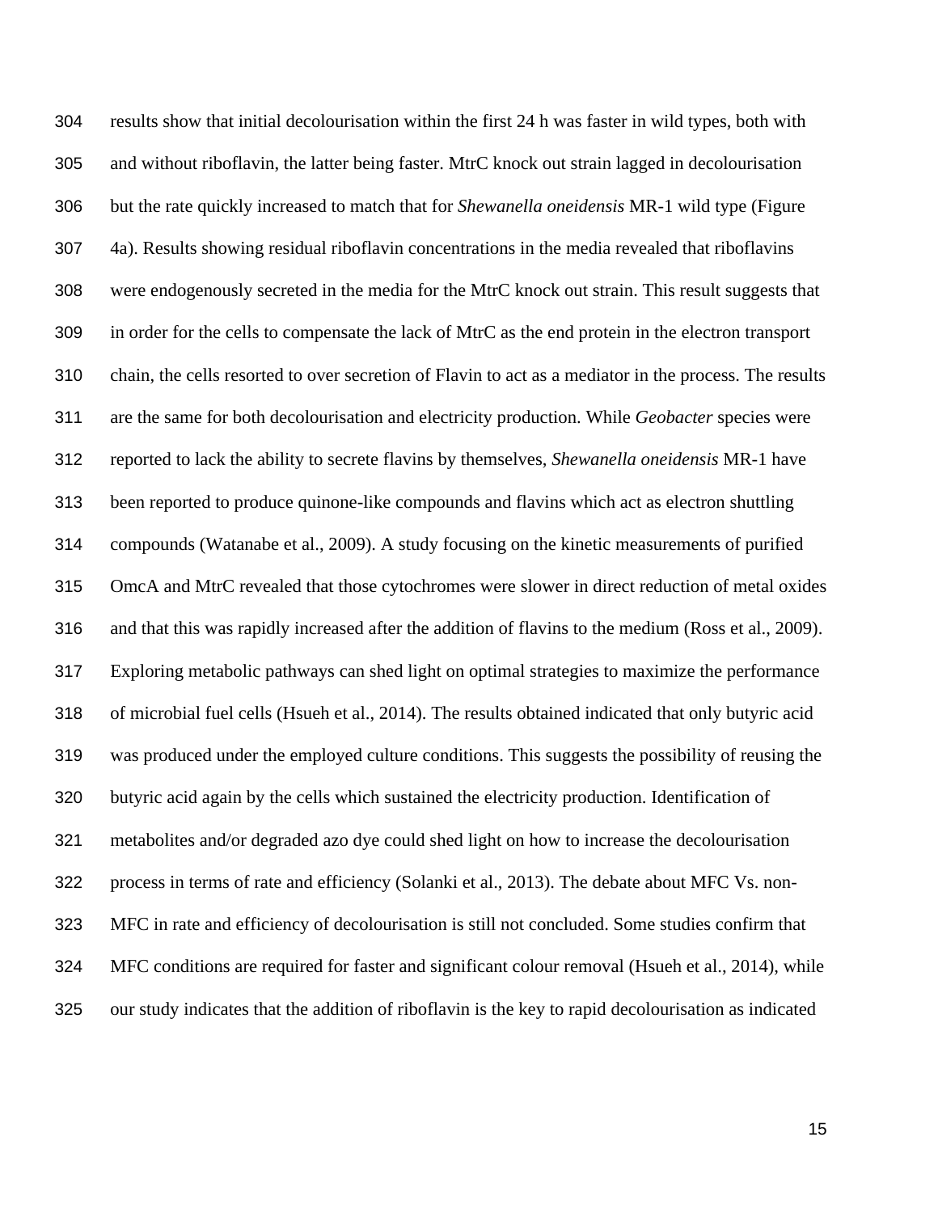results show that initial decolourisation within the first 24 h was faster in wild types, both with and without riboflavin, the latter being faster. MtrC knock out strain lagged in decolourisation but the rate quickly increased to match that for *Shewanella oneidensis* MR-1 wild type (Figure 4a). Results showing residual riboflavin concentrations in the media revealed that riboflavins were endogenously secreted in the media for the MtrC knock out strain. This result suggests that in order for the cells to compensate the lack of MtrC as the end protein in the electron transport chain, the cells resorted to over secretion of Flavin to act as a mediator in the process. The results are the same for both decolourisation and electricity production. While *Geobacter* species were reported to lack the ability to secrete flavins by themselves, *Shewanella oneidensis* MR-1 have been reported to produce quinone-like compounds and flavins which act as electron shuttling compounds (Watanabe et al., 2009). A study focusing on the kinetic measurements of purified OmcA and MtrC revealed that those cytochromes were slower in direct reduction of metal oxides and that this was rapidly increased after the addition of flavins to the medium (Ross et al., 2009). Exploring metabolic pathways can shed light on optimal strategies to maximize the performance of microbial fuel cells (Hsueh et al., 2014). The results obtained indicated that only butyric acid was produced under the employed culture conditions. This suggests the possibility of reusing the butyric acid again by the cells which sustained the electricity production. Identification of metabolites and/or degraded azo dye could shed light on how to increase the decolourisation process in terms of rate and efficiency (Solanki et al., 2013). The debate about MFC Vs. non-MFC in rate and efficiency of decolourisation is still not concluded. Some studies confirm that MFC conditions are required for faster and significant colour removal (Hsueh et al., 2014), while our study indicates that the addition of riboflavin is the key to rapid decolourisation as indicated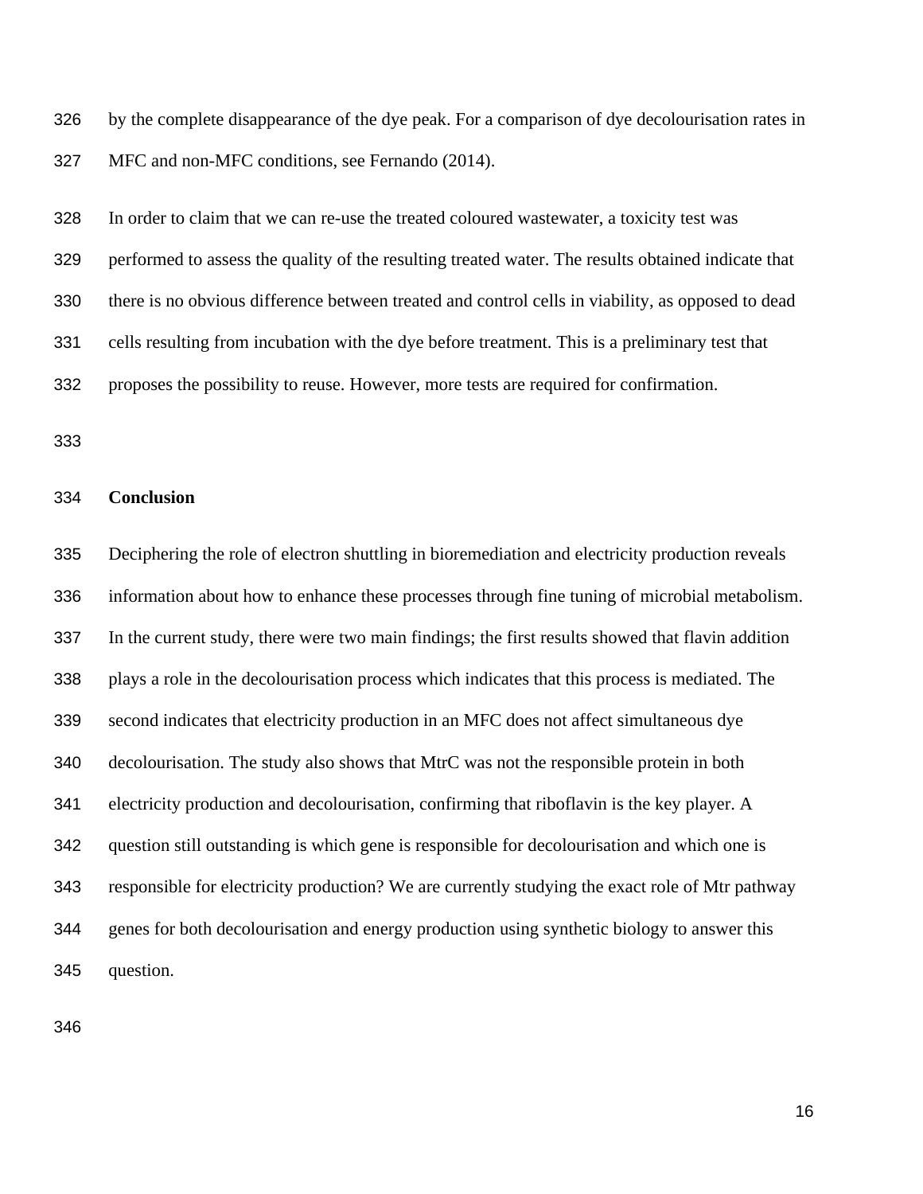by the complete disappearance of the dye peak. For a comparison of dye decolourisation rates in MFC and non-MFC conditions, see Fernando (2014).

In order to claim that we can re-use the treated coloured wastewater, a toxicity test was performed to assess the quality of the resulting treated water. The results obtained indicate that there is no obvious difference between treated and control cells in viability, as opposed to dead cells resulting from incubation with the dye before treatment. This is a preliminary test that proposes the possibility to reuse. However, more tests are required for confirmation.

## Conclusion

Deciphering the role of electron shuttling in bioremediation and electricity production reveals information about how to enhance these processes through fine tuning of microbial metabolism. In the current study, there were two main findings; the first results showed that flavin addition plays a role in the decolourisation process which indicates that this process is mediated. The second indicates that electricity production in an MFC does not affect simultaneous dye decolourisation. The study also shows that MtrC was not the responsible protein in both electricity production and decolourisation, confirming that riboflavin is the key player. A question still outstanding is which gene is responsible for decolourisation and which one is responsible for electricity production? We are currently studying the exact role of Mtr pathway genes for both decolourisation and energy production using synthetic biology to answer this question.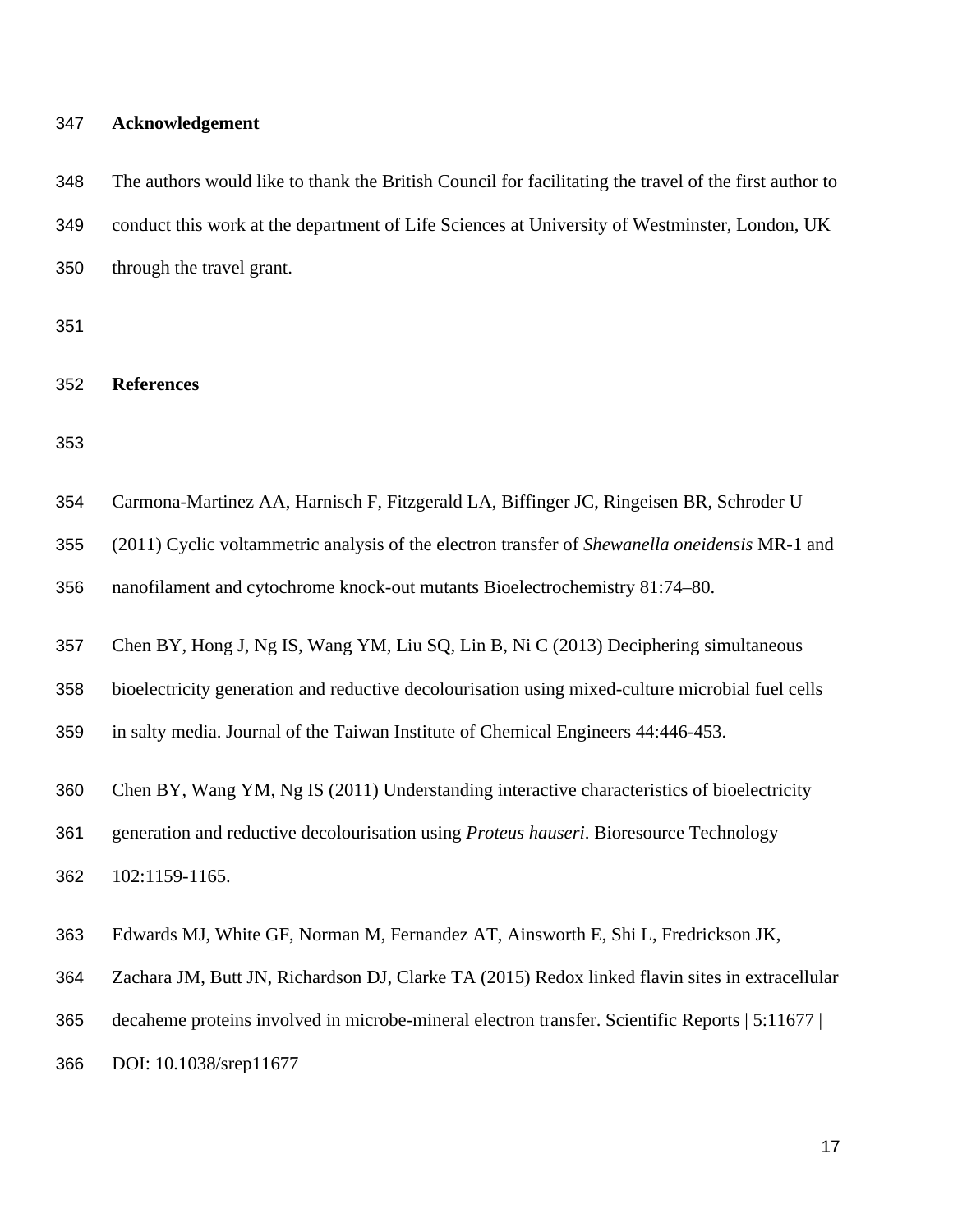## Acknowledgement

The authors would like to thank the British Council for facilitating the travel of the first author to conduct this work at the department of Life Sciences at University of Westminster, London, UK through the travel grant.

## References

Carmona-Martinez AA, Harnisch F, Fitzgerald LA, Biffinger JC, Ringeisen BR, Schroder U (2011) Cyclic voltammetric analysis of the electron transfer of *Shewanella oneidensis* MR-1 and nanofilament and cytochrome knock-out mutants Bioelectrochemistry 81:74–80.

Chen BY, Hong J, Ng IS, Wang YM, Liu SQ, Lin B, Ni C (2013) Deciphering simultaneous bioelectricity generation and reductive decolourisation using mixed-culture microbial fuel cells in salty media. Journal of the Taiwan Institute of Chemical Engineers 44:446-453.

Chen BY, Wang YM, Ng IS (2011) Understanding interactive characteristics of bioelectricity generation and reductive decolourisation using *Proteus hauseri*. Bioresource Technology 102:1159-1165.

Edwards MJ, White GF, Norman M, Fernandez AT, Ainsworth E, Shi L, Fredrickson JK, Zachara JM, Butt JN, Richardson DJ, Clarke TA (2015) Redox linked flavin sites in extracellular decaheme proteins involved in microbe-mineral electron transfer. Scientific Reports | 5:11677 | DOI: 10.1038/srep11677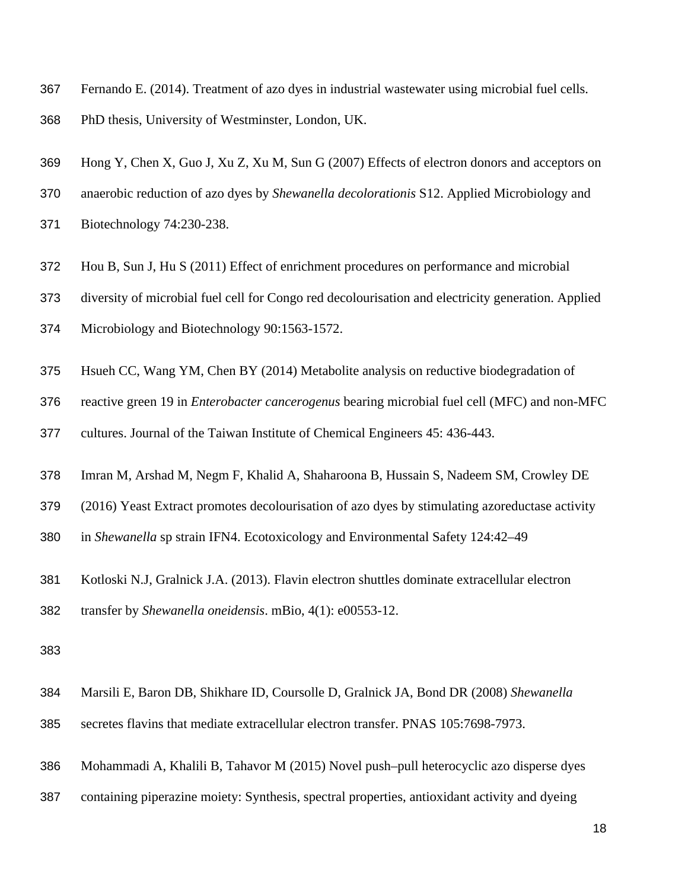Fernando E. (2014). Treatment of azo dyes in industrial wastewater using microbial fuel cells. PhD thesis, University of Westminster, London, UK.

Hong Y, Chen X, Guo J, Xu Z, Xu M, Sun G (2007) Effects of electron donors and acceptors on anaerobic reduction of azo dyes by *Shewanella decolorationis* S12. Applied Microbiology and Biotechnology 74:230-238.

Hou B, Sun J, Hu S (2011) Effect of enrichment procedures on performance and microbial diversity of microbial fuel cell for Congo red decolourisation and electricity generation. Applied Microbiology and Biotechnology 90:1563-1572.

Hsueh CC, Wang YM, Chen BY (2014) Metabolite analysis on reductive biodegradation of reactive green 19 in *Enterobacter cancerogenus* bearing microbial fuel cell (MFC) and non-MFC cultures. Journal of the Taiwan Institute of Chemical Engineers 45: 436-443.

Imran M, Arshad M, Negm F, Khalid A, Shaharoona B, Hussain S, Nadeem SM, Crowley DE (2016) Yeast Extract promotes decolourisation of azo dyes by stimulating azoreductase activity in *Shewanella* sp strain IFN4. Ecotoxicology and Environmental Safety 124:42–49

Kotloski N.J, Gralnick J.A. (2013). Flavin electron shuttles dominate extracellular electron transfer by *Shewanella oneidensis*. mBio, 4(1): e00553-12.

Marsili E, Baron DB, Shikhare ID, Coursolle D, Gralnick JA, Bond DR (2008) *Shewanella* secretes flavins that mediate extracellular electron transfer. PNAS 105:7698-7973.

Mohammadi A, Khalili B, Tahavor M (2015) Novel push–pull heterocyclic azo disperse dyes containing piperazine moiety: Synthesis, spectral properties, antioxidant activity and dyeing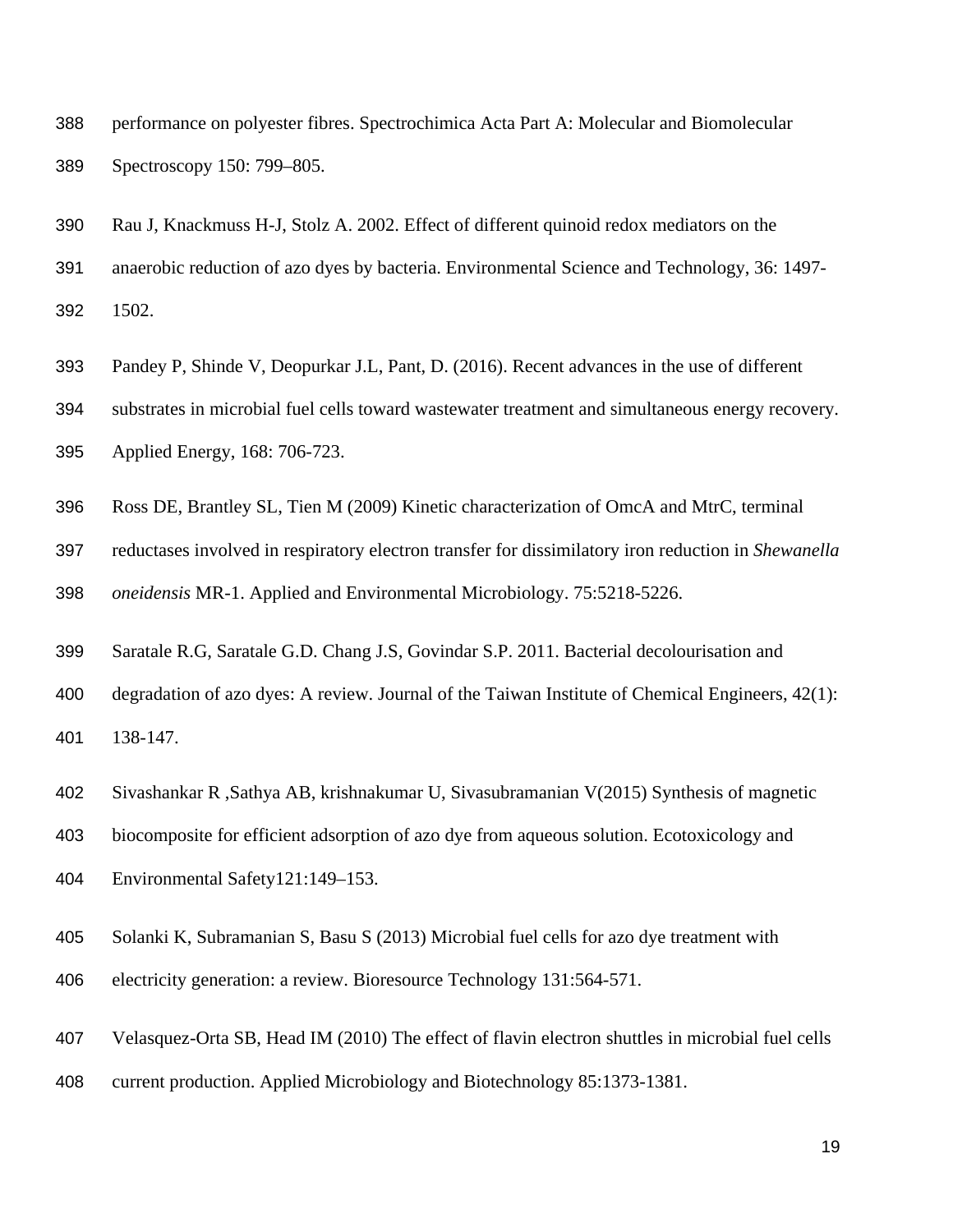performance on polyester fibres. Spectrochimica Acta Part A: Molecular and Biomolecular Spectroscopy 150: 799–805.

Rau J, Knackmuss H-J, Stolz A. 2002. Effect of different quinoid redox mediators on the anaerobic reduction of azo dyes by bacteria. Environmental Science and Technology, 36: 1497-1502.

Pandey P, Shinde V, Deopurkar J.L, Pant, D. (2016). Recent advances in the use of different substrates in microbial fuel cells toward wastewater treatment and simultaneous energy recovery. Applied Energy, 168: 706-723.

Ross DE, Brantley SL, Tien M (2009) Kinetic characterization of OmcA and MtrC, terminal reductases involved in respiratory electron transfer for dissimilatory iron reduction in *Shewanella oneidensis* MR-1. Applied and Environmental Microbiology. 75:5218-5226.

Saratale R.G, Saratale G.D. Chang J.S, Govindar S.P. 2011. Bacterial decolourisation and degradation of azo dyes: A review. Journal of the Taiwan Institute of Chemical Engineers, 42(1): 138-147.

Sivashankar R ,Sathya AB, krishnakumar U, Sivasubramanian V(2015) Synthesis of magnetic biocomposite for efficient adsorption of azo dye from aqueous solution. Ecotoxicology and Environmental Safety121:149–153.

Solanki K, Subramanian S, Basu S (2013) Microbial fuel cells for azo dye treatment with electricity generation: a review. Bioresource Technology 131:564-571.

Velasquez-Orta SB, Head IM (2010) The effect of flavin electron shuttles in microbial fuel cells current production. Applied Microbiology and Biotechnology 85:1373-1381.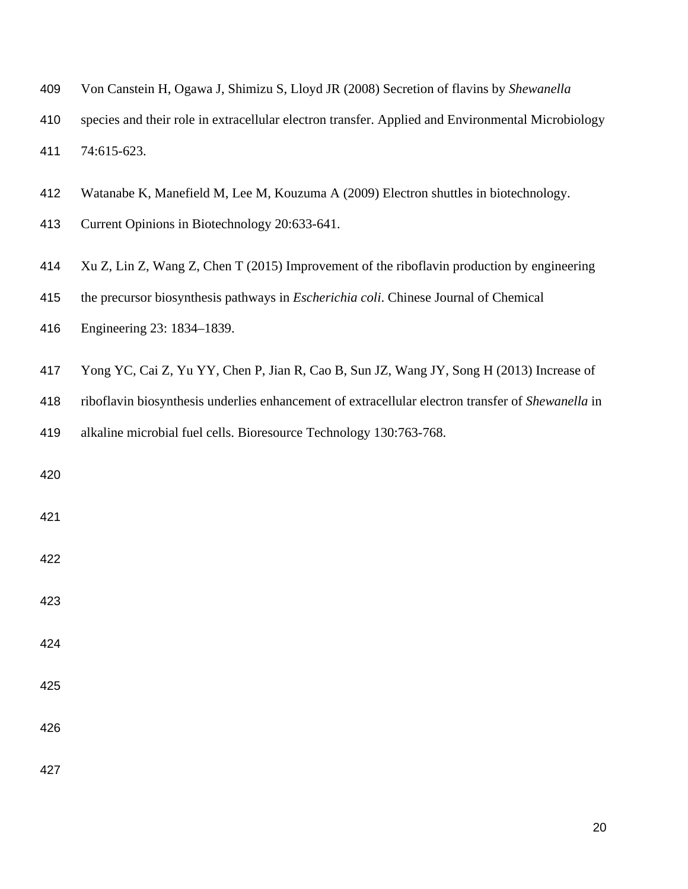Von Canstein H, Ogawa J, Shimizu S, Lloyd JR (2008) Secretion of flavins by *Shewanella* species and their role in extracellular electron transfer. Applied and Environmental Microbiology 74:615-623.

Watanabe K, Manefield M, Lee M, Kouzuma A (2009) Electron shuttles in biotechnology. Current Opinions in Biotechnology 20:633-641.

Xu Z, Lin Z, Wang Z, Chen T (2015) Improvement of the riboflavin production by engineering the precursor biosynthesis pathways in *Escherichia coli*. Chinese Journal of Chemical Engineering 23: 1834–1839.

Yong YC, Cai Z, Yu YY, Chen P, Jian R, Cao B, Sun JZ, Wang JY, Song H (2013) Increase of riboflavin biosynthesis underlies enhancement of extracellular electron transfer of *Shewanella* in alkaline microbial fuel cells. Bioresource Technology 130:763-768.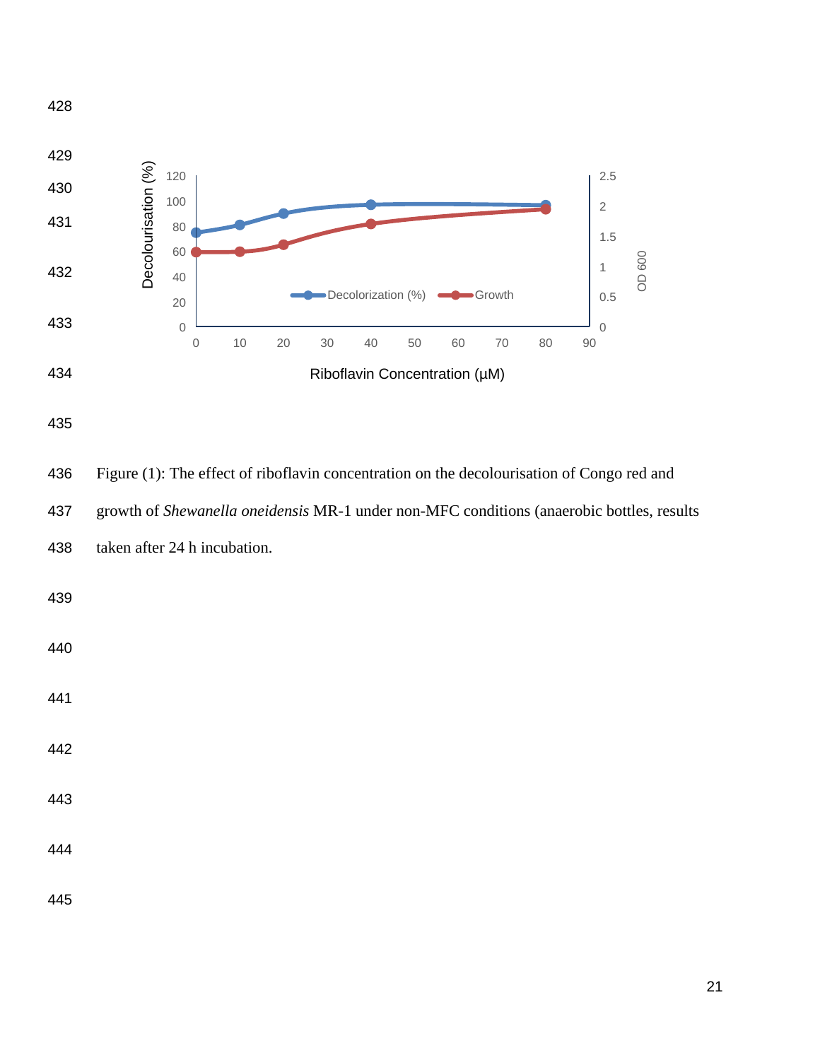Figure (1): The effect of riboflavin concentration on the decolourisation of Congo red and growth of *Shewanella oneidensis* MR-1 under non-MFC conditions (anaerobic bottles, results taken after 24 h incubation.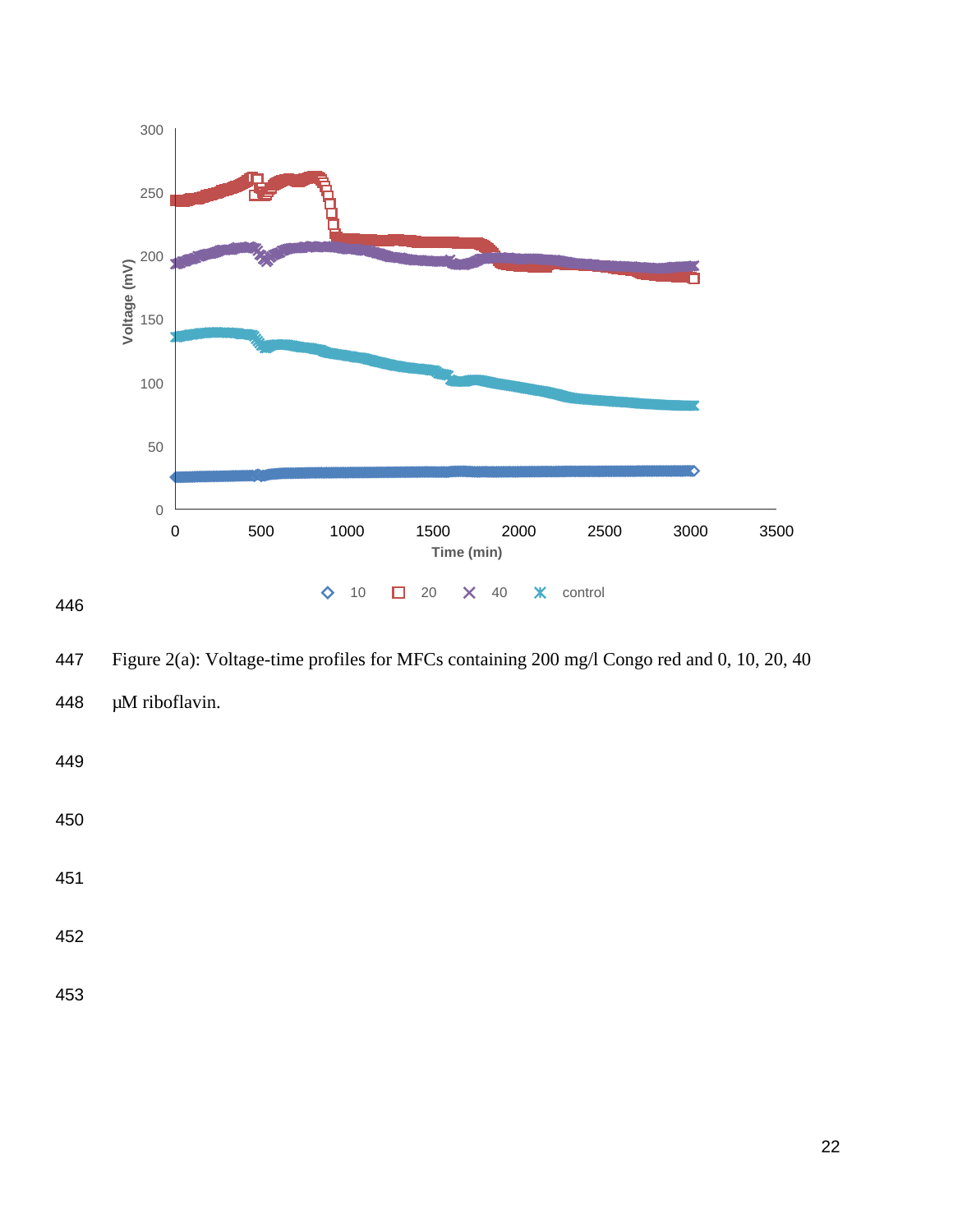Figure 2(a): Voltage-time profiles for MFCs containing 200 mg/l Congo red and 0, 10, 20, 40 μM riboflavin.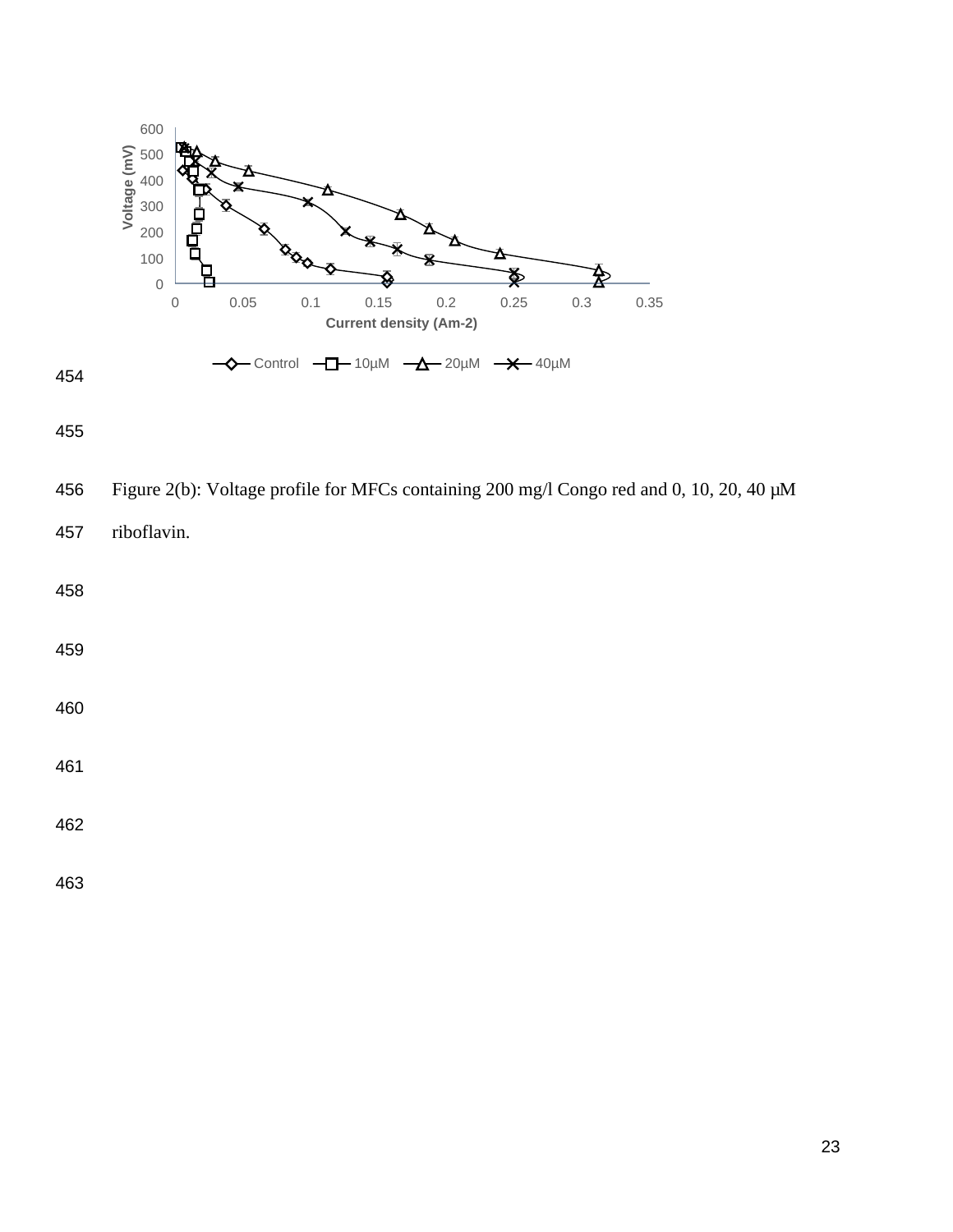Figure 2(b): Voltage profile for MFCs containing 200 mg/l Congo red and 0, 10, 20, 40 µM riboflavin.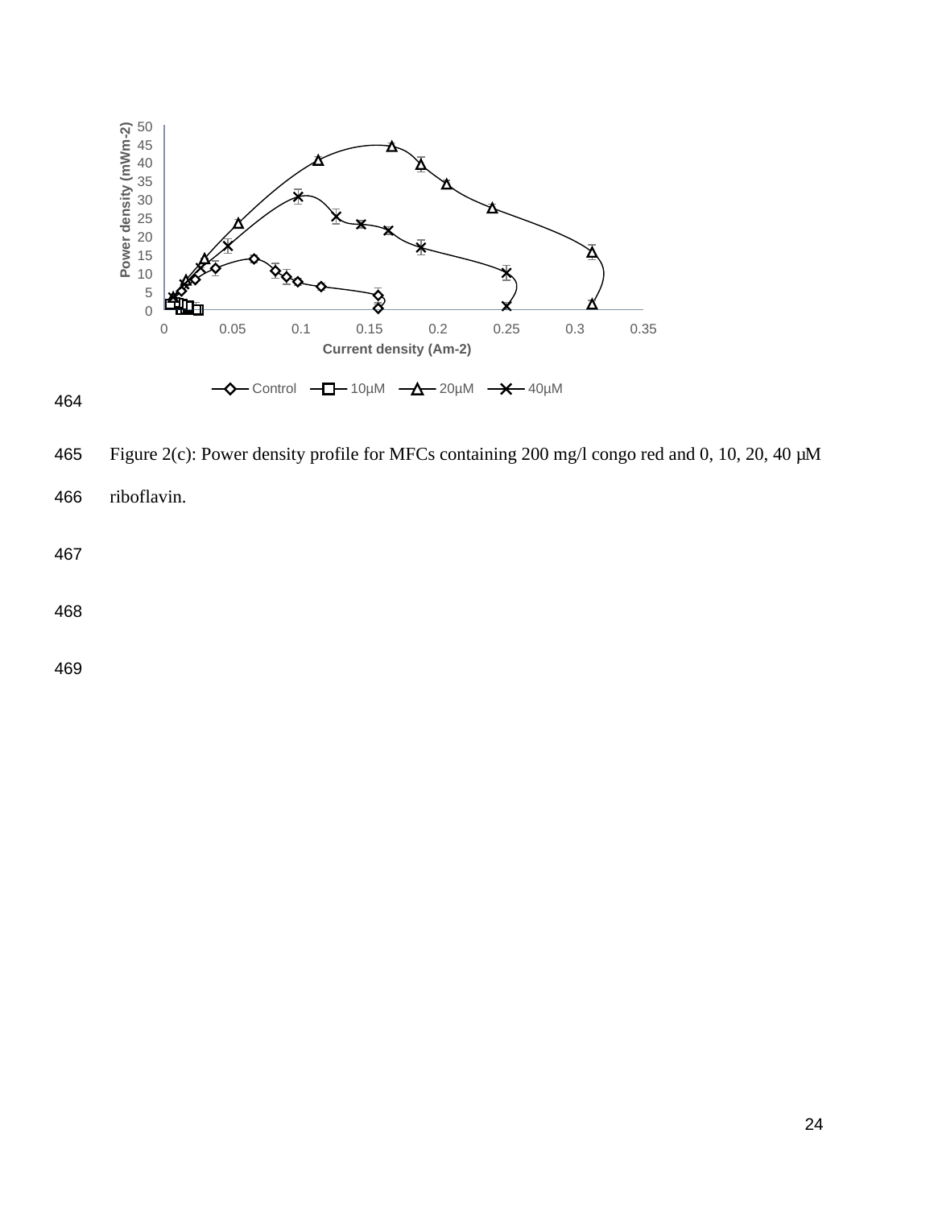Figure 2(c): Power density profile for MFCs containing 200 mg/l congo red and 0, 10, 20, 40 μM riboflavin.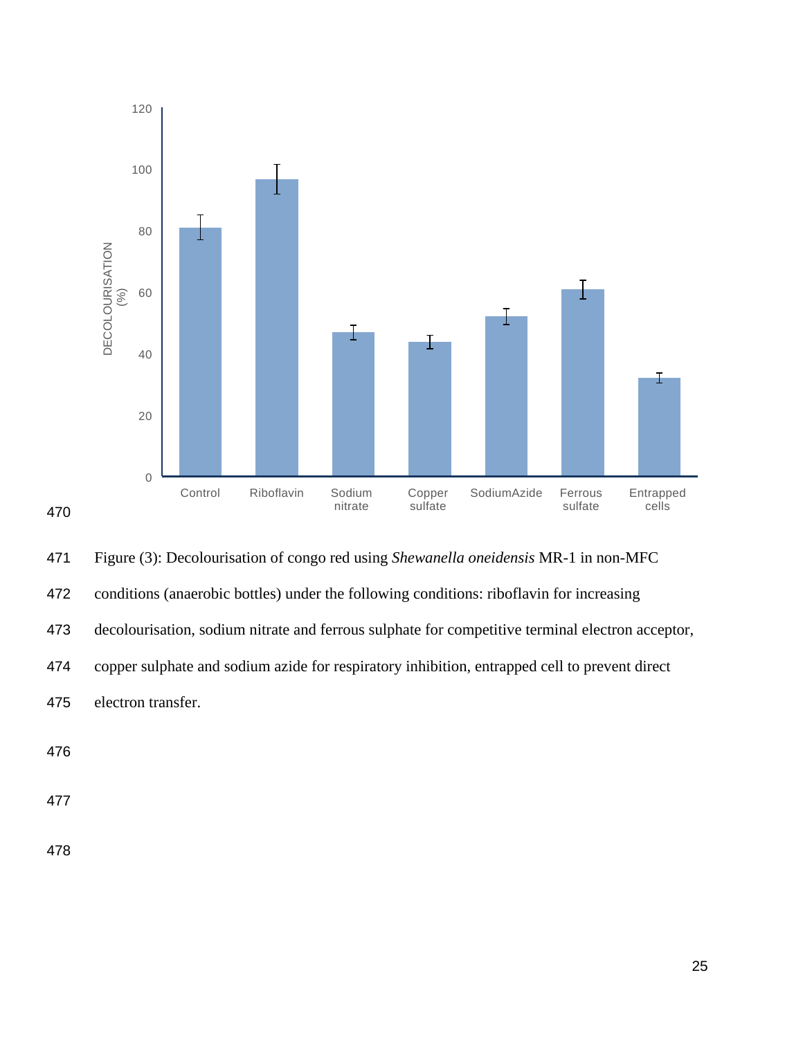Figure (3): Decolourisation of congo red using *Shewanella oneidensis* MR-1 in non-MFC conditions (anaerobic bottles) under the following conditions: riboflavin for increasing decolourisation, sodium nitrate and ferrous sulphate for competitive terminal electron acceptor, copper sulphate and sodium azide for respiratory inhibition, entrapped cell to prevent direct electron transfer.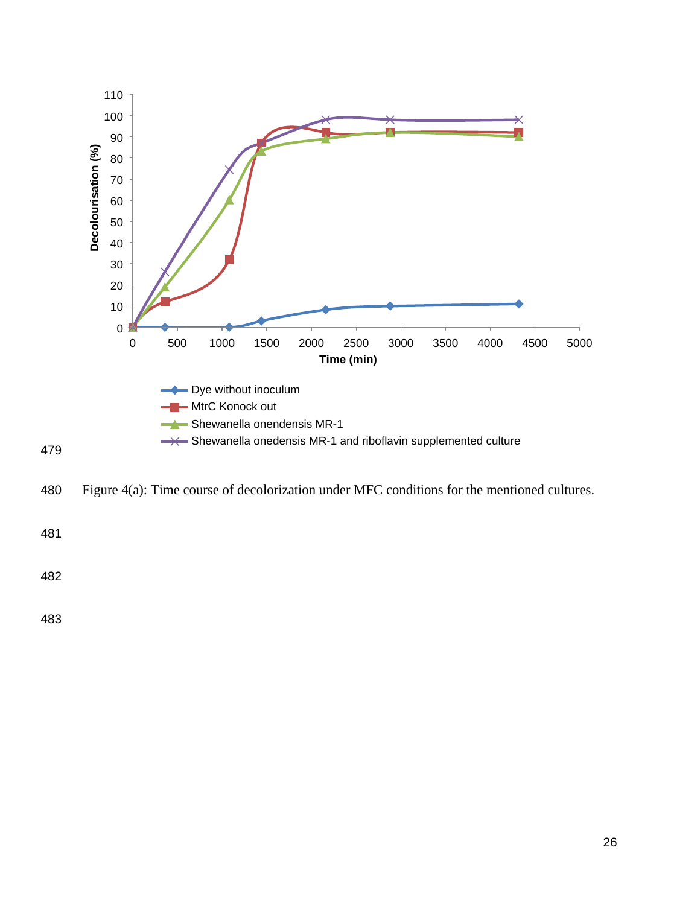Figure 4(a): Time course of decolorization under MFC conditions for the mentioned cultures.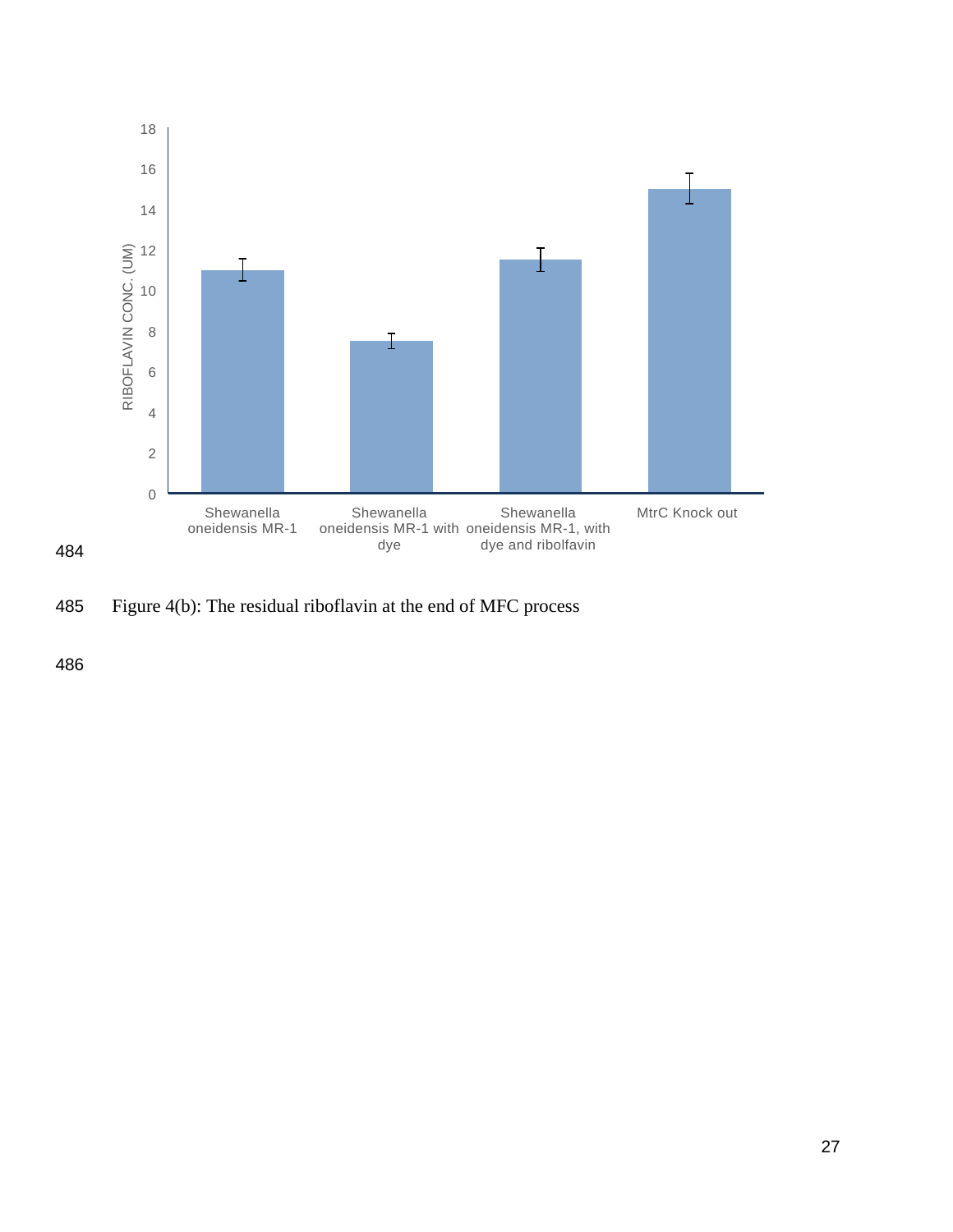Figure 4(b): The residual riboflavin at the end of MFC process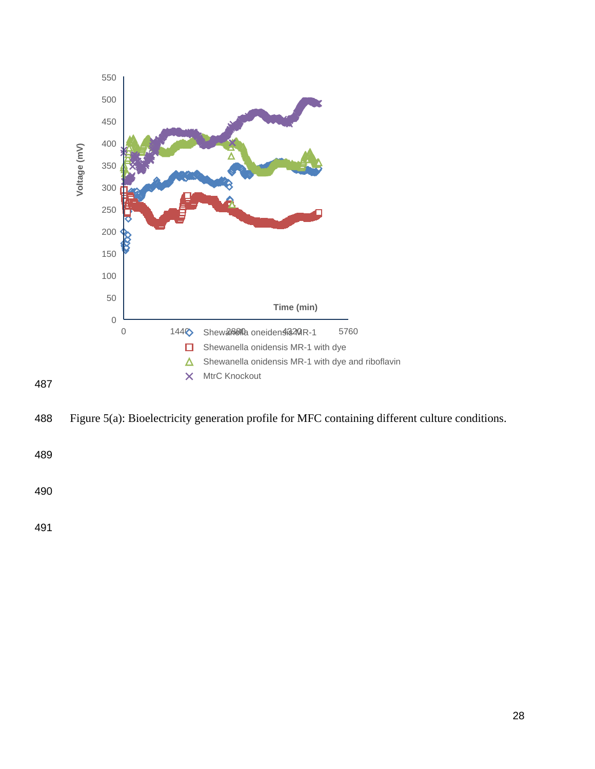Figure 5(a): Bioelectricity generation profile for MFC containing different culture conditions.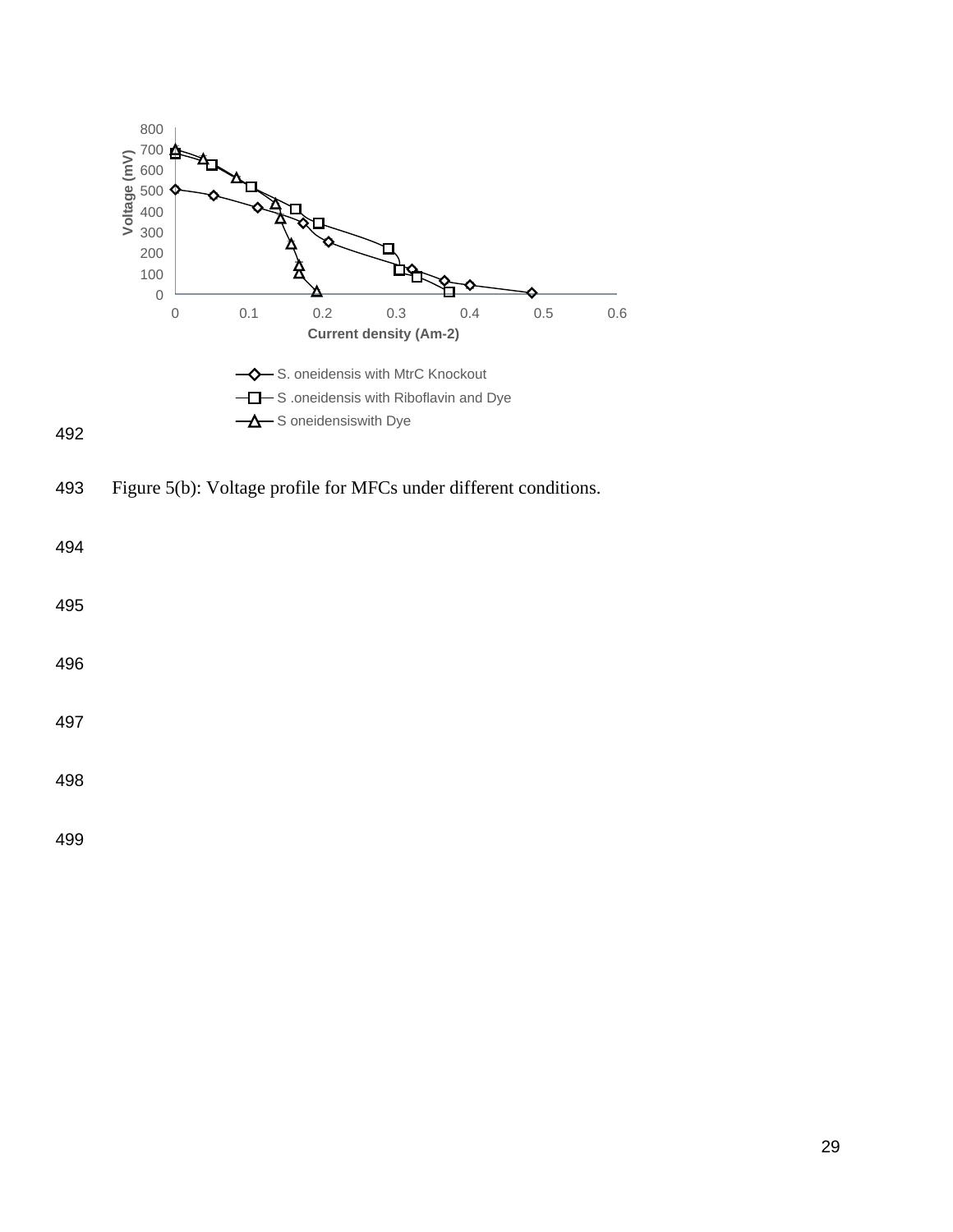Figure 5(b): Voltage profile for MFCs under different conditions.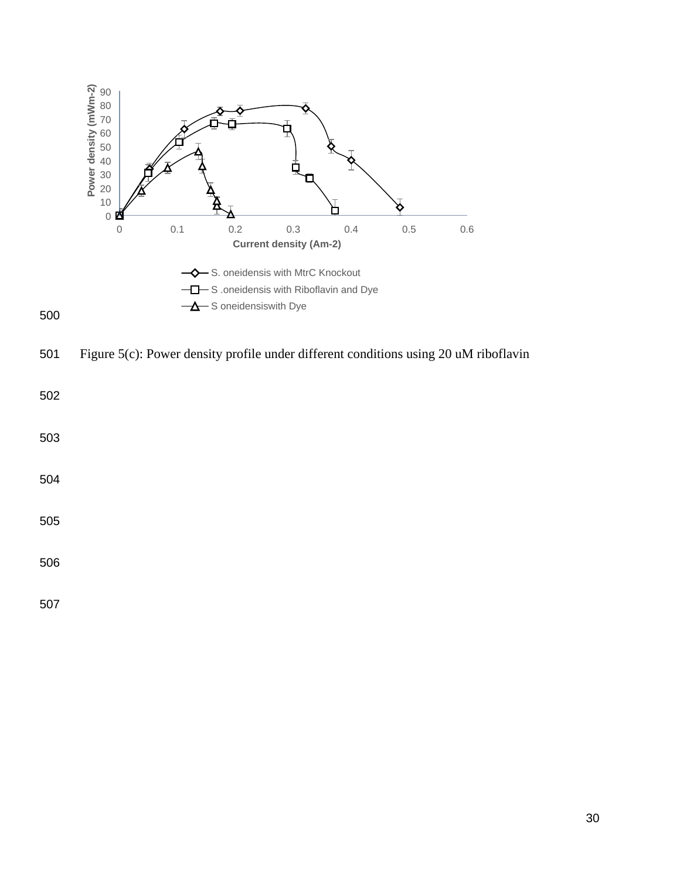Figure 5(c): Power density profile under different conditions using 20 uM riboflavin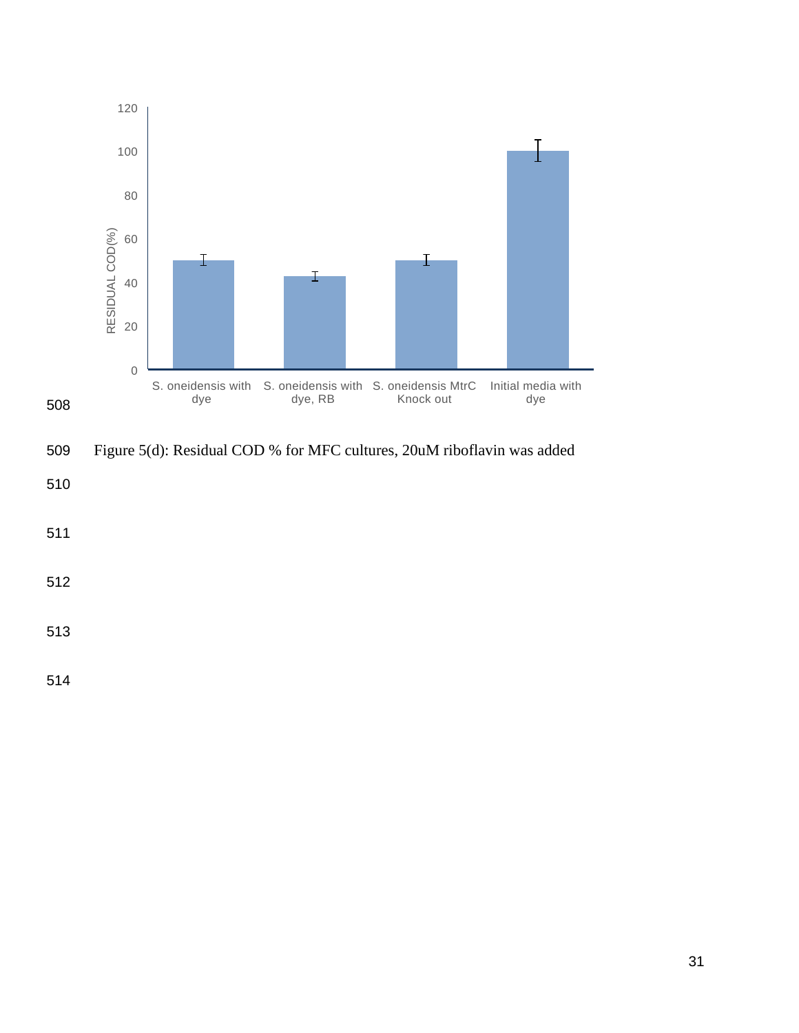Figure 5(d): Residual COD % for MFC cultures, 20uM riboflavin was added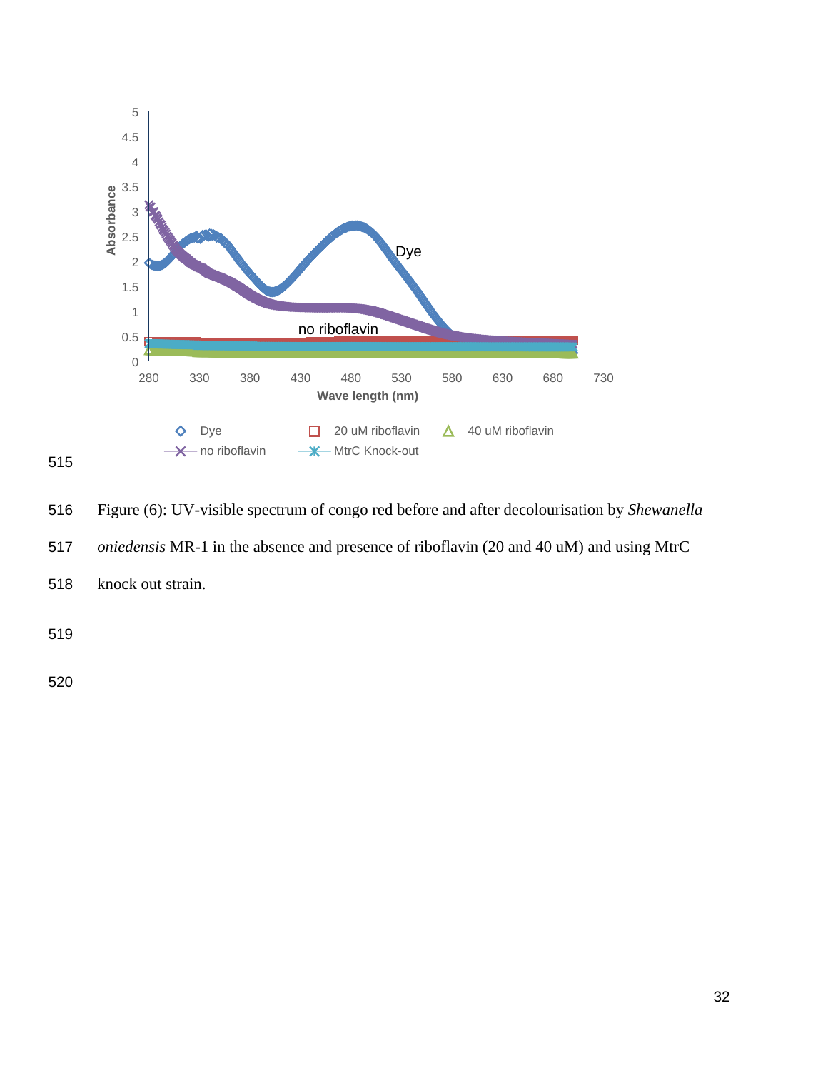Figure (6): UV-visible spectrum of congo red before and after decolourisation by *Shewanella oniedensis* MR-1 in the absence and presence of riboflavin (20 and 40 uM) and using MtrC knock out strain.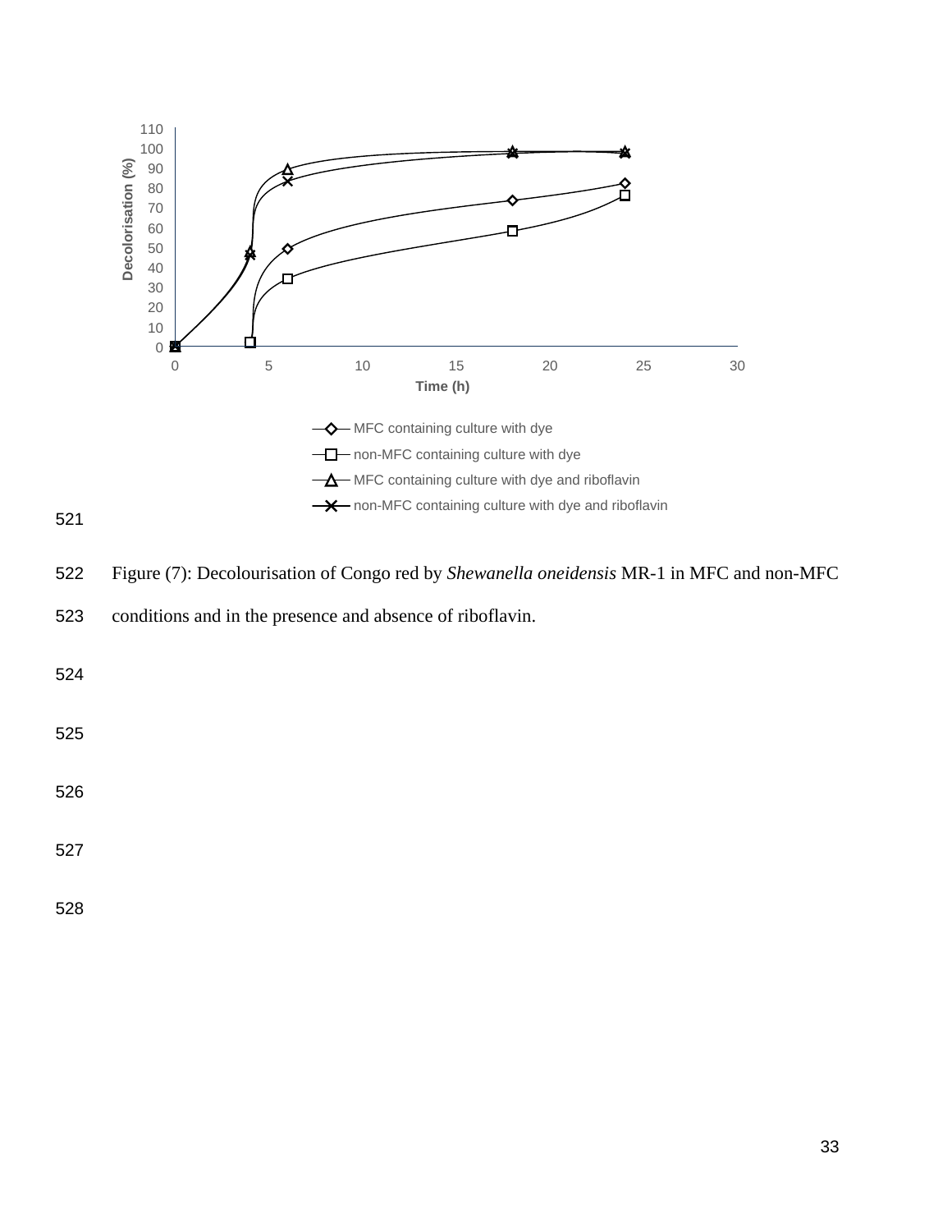Figure (7): Decolourisation of Congo red by *Shewanella oneidensis* MR-1 in MFC and non-MFC conditions and in the presence and absence of riboflavin.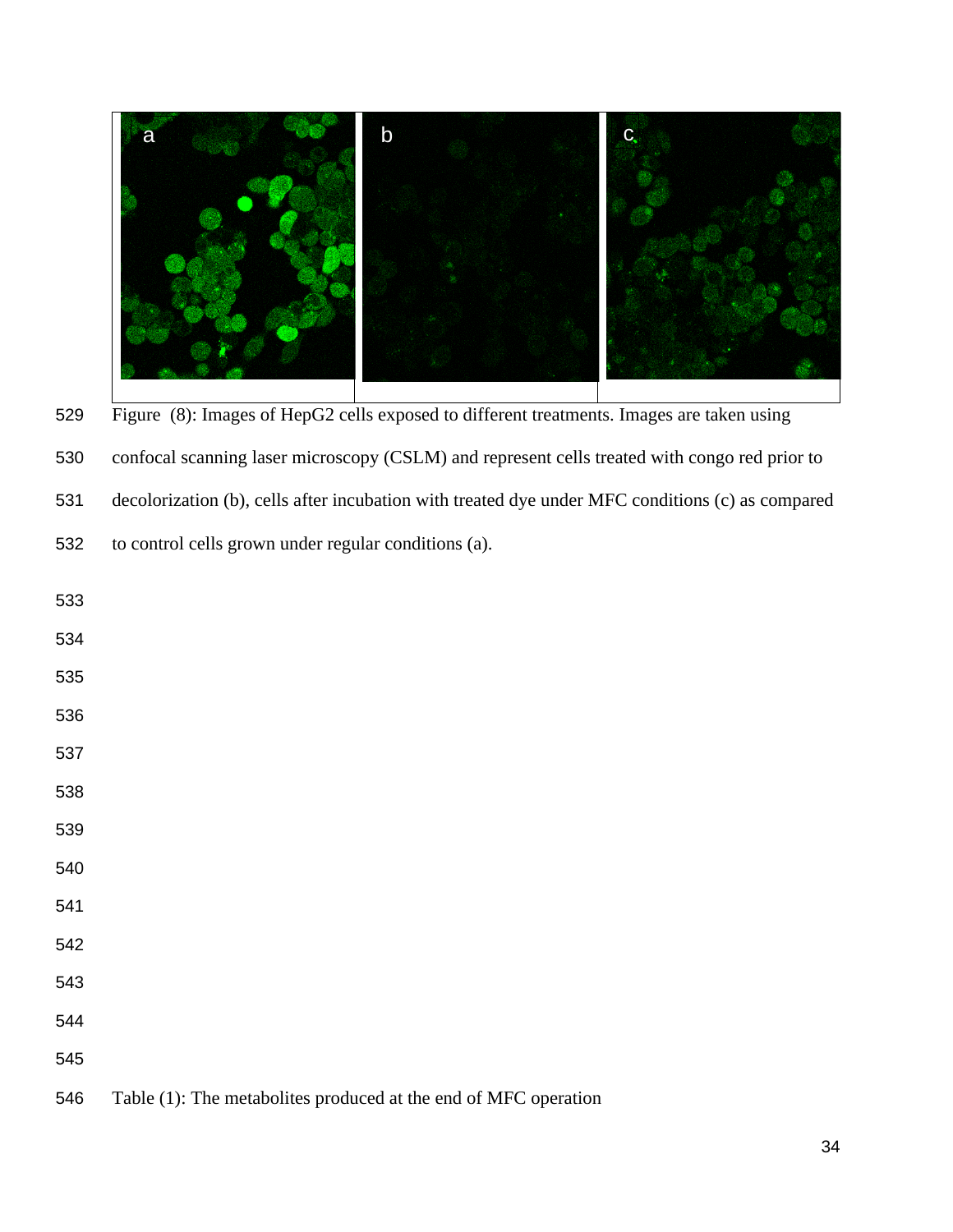Figure (8): Images of HepG2 cells exposed to different treatments. Images are taken using confocal scanning laser microscopy (CSLM) and represent cells treated with congo red prior to decolorization (b), cells after incubation with treated dye under MFC conditions (c) as compared to control cells grown under regular conditions (a).

Table (1): The metabolites produced at the end of MFC operation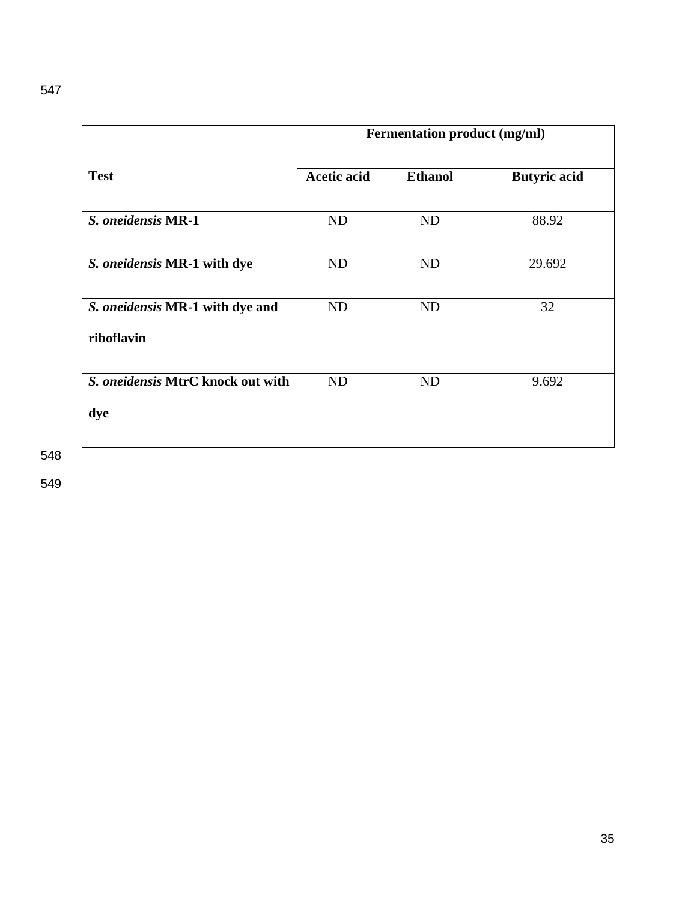| Test | Fermentation product (mg/ml) | | |
|---|---|---|---|
| | **Acetic acid** | **Ethanol** | **Butyric acid** |
| ***S. oneidensis* MR-1** | ND | ND | 88.92 |
| ***S. oneidensis* MR-1 with dye** | ND | ND | 29.692 |
| ***S. oneidensis* MR-1 with dye and riboflavin** | ND | ND | 32 |
| ***S. oneidensis* MtrC knock out with dye** | ND | ND | 9.692 |